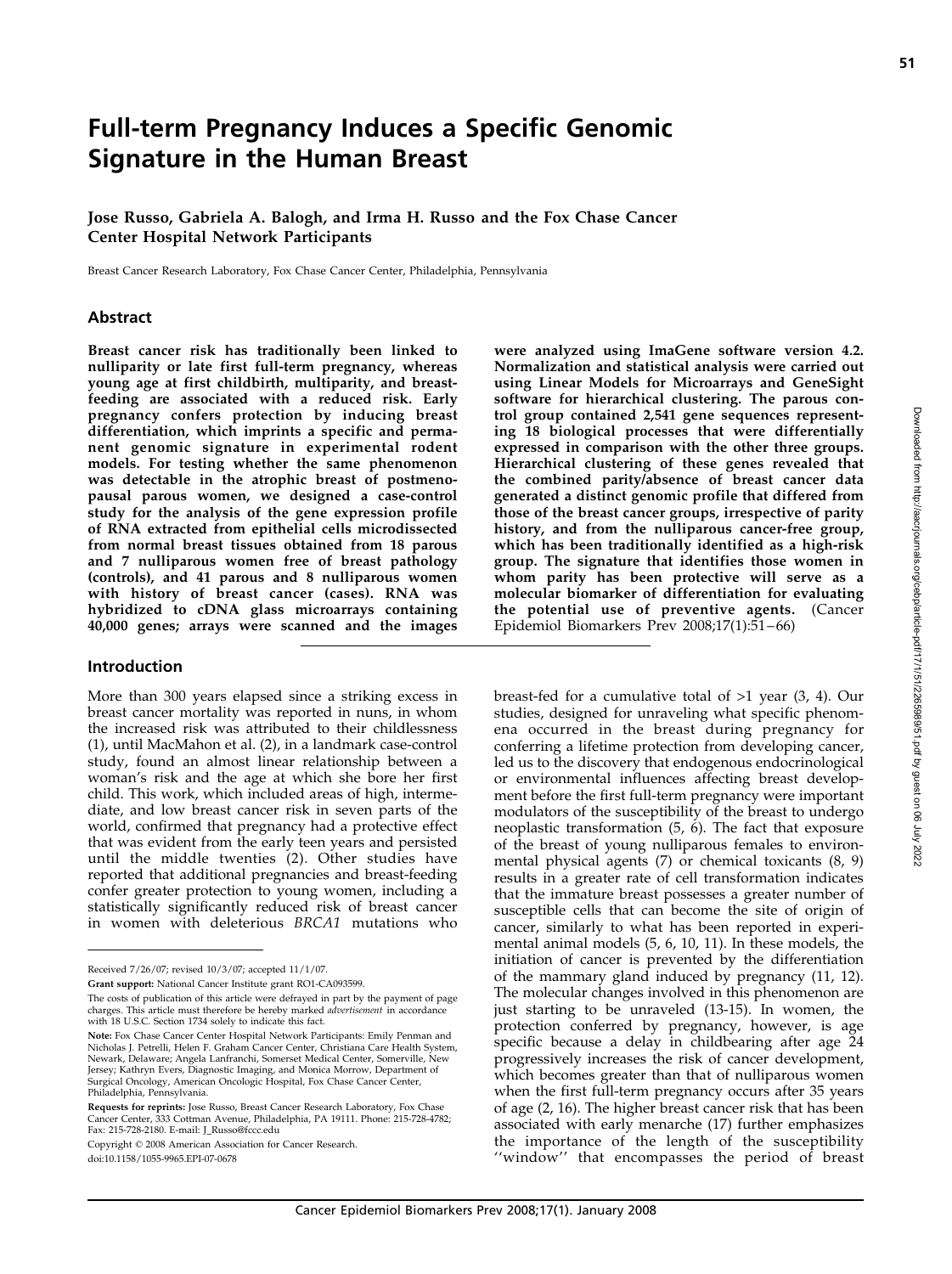# Full-term Pregnancy Induces a Specific Genomic Signature in the Human Breast

**Jose Russo, Gabriela A. Balogh, and Irma H. Russo and the Fox Chase Cancer Center Hospital Network Participants**

Breast Cancer Research Laboratory, Fox Chase Cancer Center, Philadelphia, Pennsylvania

## Abstract

**Breast cancer risk has traditionally been linked to nulliparity or late first full-term pregnancy, whereas young age at first childbirth, multiparity, and breast-feeding are associated with a reduced risk. Early pregnancy confers protection by inducing breast differentiation, which imprints a specific and permanent genomic signature in experimental rodent models. For testing whether the same phenomenon was detectable in the atrophic breast of postmenopausal parous women, we designed a case-control study for the analysis of the gene expression profile of RNA extracted from epithelial cells microdissected from normal breast tissues obtained from 18 parous and 7 nulliparous women free of breast pathology (controls), and 41 parous and 8 nulliparous women with history of breast cancer (cases). RNA was hybridized to cDNA glass microarrays containing 40,000 genes; arrays were scanned and the images were analyzed using ImaGene software version 4.2. Normalization and statistical analysis were carried out using Linear Models for Microarrays and GeneSight software for hierarchical clustering. The parous control group contained 2,541 gene sequences representing 18 biological processes that were differentially expressed in comparison with the other three groups. Hierarchical clustering of these genes revealed that the combined parity/absence of breast cancer data generated a distinct genomic profile that differed from those of the breast cancer groups, irrespective of parity history, and from the nulliparous cancer-free group, which has been traditionally identified as a high-risk group. The signature that identifies those women in whom parity has been protective will serve as a molecular biomarker of differentiation for evaluating the potential use of preventive agents.** (Cancer Epidemiol Biomarkers Prev 2008;17(1):51–66)

## Introduction

More than 300 years elapsed since a striking excess in breast cancer mortality was reported in nuns, in whom the increased risk was attributed to their childlessness (1), until MacMahon et al. (2), in a landmark case-control study, found an almost linear relationship between a woman's risk and the age at which she bore her first child. This work, which included areas of high, intermediate, and low breast cancer risk in seven parts of the world, confirmed that pregnancy had a protective effect that was evident from the early teen years and persisted until the middle twenties (2). Other studies have reported that additional pregnancies and breast-feeding confer greater protection to young women, including a statistically significantly reduced risk of breast cancer in women with deleterious *BRCA1* mutations who breast-fed for a cumulative total of >1 year (3, 4). Our studies, designed for unraveling what specific phenomena occurred in the breast during pregnancy for conferring a lifetime protection from developing cancer, led us to the discovery that endogenous endocrinological or environmental influences affecting breast development before the first full-term pregnancy were important modulators of the susceptibility of the breast to undergo neoplastic transformation (5, 6). The fact that exposure of the breast of young nulliparous females to environmental physical agents (7) or chemical toxicants (8, 9) results in a greater rate of cell transformation indicates that the immature breast possesses a greater number of susceptible cells that can become the site of origin of cancer, similarly to what has been reported in experimental animal models (5, 6, 10, 11). In these models, the initiation of cancer is prevented by the differentiation of the mammary gland induced by pregnancy (11, 12). The molecular changes involved in this phenomenon are just starting to be unraveled (13-15). In women, the protection conferred by pregnancy, however, is age specific because a delay in childbearing after age 24 progressively increases the risk of cancer development, which becomes greater than that of nulliparous women when the first full-term pregnancy occurs after 35 years of age (2, 16). The higher breast cancer risk that has been associated with early menarche (17) further emphasizes the importance of the length of the susceptibility ''window'' that encompasses the period of breast

---

Received 7/26/07; revised 10/3/07; accepted 11/1/07.

**Grant support:** National Cancer Institute grant RO1-CA093599.

The costs of publication of this article were defrayed in part by the payment of page charges. This article must therefore be hereby marked *advertisement* in accordance with 18 U.S.C. Section 1734 solely to indicate this fact.

**Note:** Fox Chase Cancer Center Hospital Network Participants: Emily Penman and Nicholas J. Petrelli, Helen F. Graham Cancer Center, Christiana Care Health System, Newark, Delaware; Angela Lanfranchi, Somerset Medical Center, Somerville, New Jersey; Kathryn Evers, Diagnostic Imaging, and Monica Morrow, Department of Surgical Oncology, American Oncologic Hospital, Fox Chase Cancer Center, Philadelphia, Pennsylvania.

**Requests for reprints:** Jose Russo, Breast Cancer Research Laboratory, Fox Chase Cancer Center, 333 Cottman Avenue, Philadelphia, PA 19111. Phone: 215-728-4782; Fax: 215-728-2180. E-mail: J_Russo@fccc.edu

Copyright © 2008 American Association for Cancer Research.

doi:10.1158/1055-9965.EPI-07-0678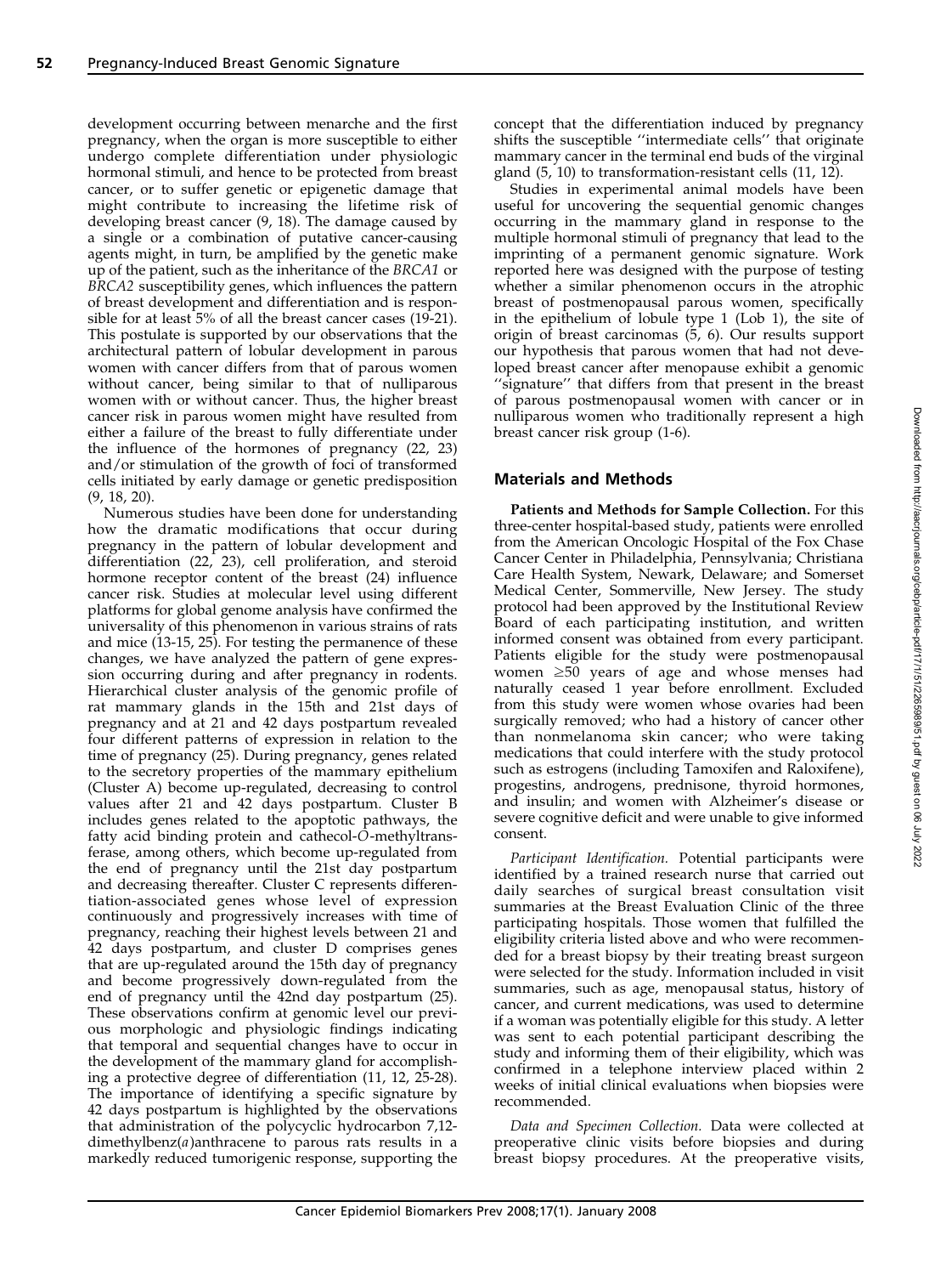development occurring between menarche and the first pregnancy, when the organ is more susceptible to either undergo complete differentiation under physiologic hormonal stimuli, and hence to be protected from breast cancer, or to suffer genetic or epigenetic damage that might contribute to increasing the lifetime risk of developing breast cancer (9, 18). The damage caused by a single or a combination of putative cancer-causing agents might, in turn, be amplified by the genetic make up of the patient, such as the inheritance of the *BRCA1* or *BRCA2* susceptibility genes, which influences the pattern of breast development and differentiation and is responsible for at least 5% of all the breast cancer cases (19-21). This postulate is supported by our observations that the architectural pattern of lobular development in parous women with cancer differs from that of parous women without cancer, being similar to that of nulliparous women with or without cancer. Thus, the higher breast cancer risk in parous women might have resulted from either a failure of the breast to fully differentiate under the influence of the hormones of pregnancy (22, 23) and/or stimulation of the growth of foci of transformed cells initiated by early damage or genetic predisposition (9, 18, 20).

Numerous studies have been done for understanding how the dramatic modifications that occur during pregnancy in the pattern of lobular development and differentiation (22, 23), cell proliferation, and steroid hormone receptor content of the breast (24) influence cancer risk. Studies at molecular level using different platforms for global genome analysis have confirmed the universality of this phenomenon in various strains of rats and mice (13-15, 25). For testing the permanence of these changes, we have analyzed the pattern of gene expression occurring during and after pregnancy in rodents. Hierarchical cluster analysis of the genomic profile of rat mammary glands in the 15th and 21st days of pregnancy and at 21 and 42 days postpartum revealed four different patterns of expression in relation to the time of pregnancy (25). During pregnancy, genes related to the secretory properties of the mammary epithelium (Cluster A) become up-regulated, decreasing to control values after 21 and 42 days postpartum. Cluster B includes genes related to the apoptotic pathways, the fatty acid binding protein and cathecol-*O*-methyltransferase, among others, which become up-regulated from the end of pregnancy until the 21st day postpartum and decreasing thereafter. Cluster C represents differentiation-associated genes whose level of expression continuously and progressively increases with time of pregnancy, reaching their highest levels between 21 and 42 days postpartum, and cluster D comprises genes that are up-regulated around the 15th day of pregnancy and become progressively down-regulated from the end of pregnancy until the 42nd day postpartum (25). These observations confirm at genomic level our previous morphologic and physiologic findings indicating that temporal and sequential changes have to occur in the development of the mammary gland for accomplishing a protective degree of differentiation (11, 12, 25-28). The importance of identifying a specific signature by 42 days postpartum is highlighted by the observations that administration of the polycyclic hydrocarbon 7,12-dimethylbenz(*a*)anthracene to parous rats results in a markedly reduced tumorigenic response, supporting the concept that the differentiation induced by pregnancy shifts the susceptible ''intermediate cells'' that originate mammary cancer in the terminal end buds of the virginal gland (5, 10) to transformation-resistant cells (11, 12).

Studies in experimental animal models have been useful for uncovering the sequential genomic changes occurring in the mammary gland in response to the multiple hormonal stimuli of pregnancy that lead to the imprinting of a permanent genomic signature. Work reported here was designed with the purpose of testing whether a similar phenomenon occurs in the atrophic breast of postmenopausal parous women, specifically in the epithelium of lobule type 1 (Lob 1), the site of origin of breast carcinomas (5, 6). Our results support our hypothesis that parous women that had not developed breast cancer after menopause exhibit a genomic ''signature'' that differs from that present in the breast of parous postmenopausal women with cancer or in nulliparous women who traditionally represent a high breast cancer risk group (1-6).

## Materials and Methods

**Patients and Methods for Sample Collection.** For this three-center hospital-based study, patients were enrolled from the American Oncologic Hospital of the Fox Chase Cancer Center in Philadelphia, Pennsylvania; Christiana Care Health System, Newark, Delaware; and Somerset Medical Center, Sommerville, New Jersey. The study protocol had been approved by the Institutional Review Board of each participating institution, and written informed consent was obtained from every participant. Patients eligible for the study were postmenopausal women ≥50 years of age and whose menses had naturally ceased 1 year before enrollment. Excluded from this study were women whose ovaries had been surgically removed; who had a history of cancer other than nonmelanoma skin cancer; who were taking medications that could interfere with the study protocol such as estrogens (including Tamoxifen and Raloxifene), progestins, androgens, prednisone, thyroid hormones, and insulin; and women with Alzheimer's disease or severe cognitive deficit and were unable to give informed consent.

*Participant Identification.* Potential participants were identified by a trained research nurse that carried out daily searches of surgical breast consultation visit summaries at the Breast Evaluation Clinic of the three participating hospitals. Those women that fulfilled the eligibility criteria listed above and who were recommended for a breast biopsy by their treating breast surgeon were selected for the study. Information included in visit summaries, such as age, menopausal status, history of cancer, and current medications, was used to determine if a woman was potentially eligible for this study. A letter was sent to each potential participant describing the study and informing them of their eligibility, which was confirmed in a telephone interview placed within 2 weeks of initial clinical evaluations when biopsies were recommended.

*Data and Specimen Collection.* Data were collected at preoperative clinic visits before biopsies and during breast biopsy procedures. At the preoperative visits,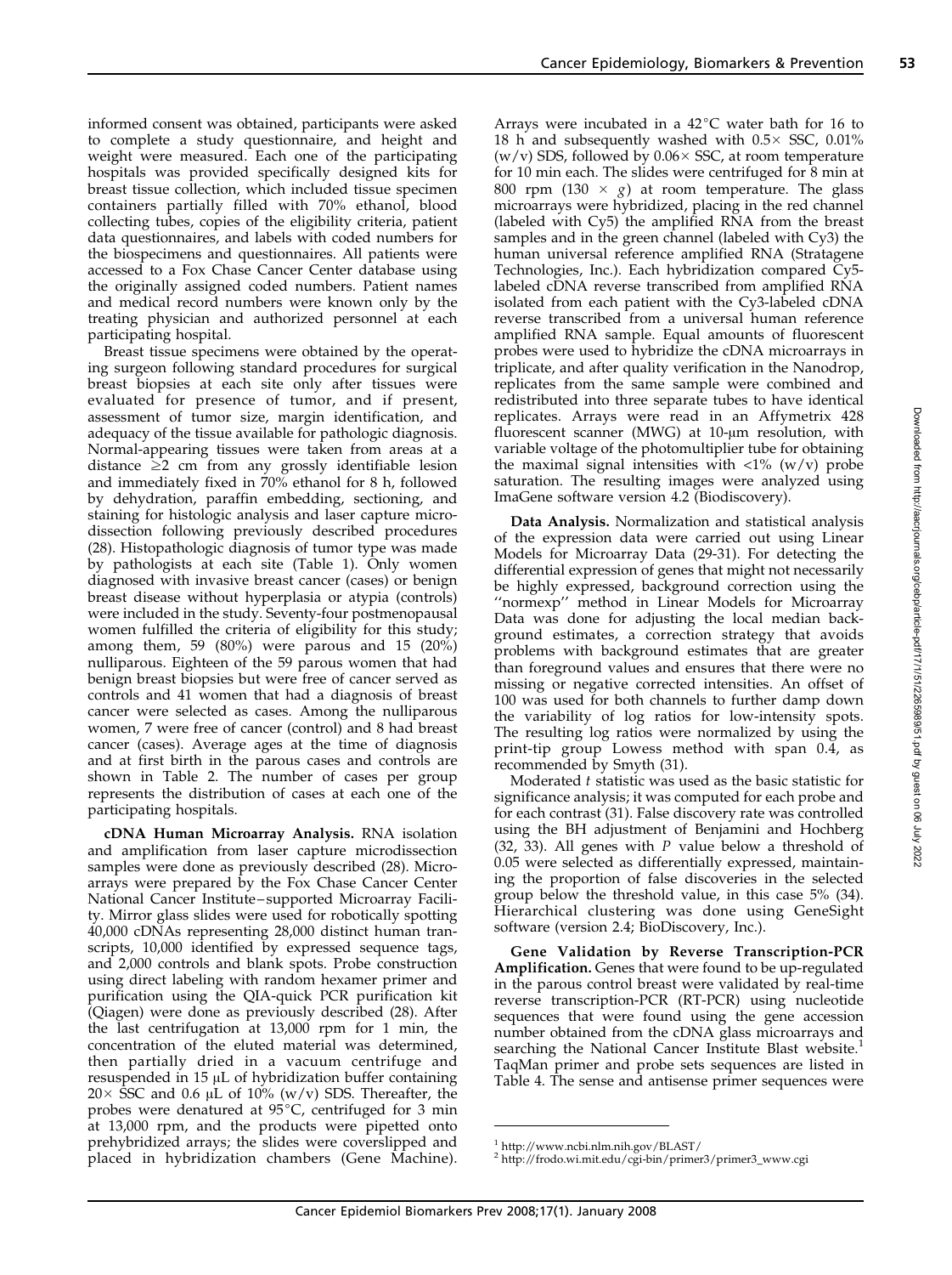informed consent was obtained, participants were asked to complete a study questionnaire, and height and weight were measured. Each one of the participating hospitals was provided specifically designed kits for breast tissue collection, which included tissue specimen containers partially filled with 70% ethanol, blood collecting tubes, copies of the eligibility criteria, patient data questionnaires, and labels with coded numbers for the biospecimens and questionnaires. All patients were accessed to a Fox Chase Cancer Center database using the originally assigned coded numbers. Patient names and medical record numbers were known only by the treating physician and authorized personnel at each participating hospital.

Breast tissue specimens were obtained by the operating surgeon following standard procedures for surgical breast biopsies at each site only after tissues were evaluated for presence of tumor, and if present, assessment of tumor size, margin identification, and adequacy of the tissue available for pathologic diagnosis. Normal-appearing tissues were taken from areas at a distance ≥2 cm from any grossly identifiable lesion and immediately fixed in 70% ethanol for 8 h, followed by dehydration, paraffin embedding, sectioning, and staining for histologic analysis and laser capture microdissection following previously described procedures (28). Histopathologic diagnosis of tumor type was made by pathologists at each site (Table 1). Only women diagnosed with invasive breast cancer (cases) or benign breast disease without hyperplasia or atypia (controls) were included in the study. Seventy-four postmenopausal women fulfilled the criteria of eligibility for this study; among them, 59 (80%) were parous and 15 (20%) nulliparous. Eighteen of the 59 parous women that had benign breast biopsies but were free of cancer served as controls and 41 women that had a diagnosis of breast cancer were selected as cases. Among the nulliparous women, 7 were free of cancer (control) and 8 had breast cancer (cases). Average ages at the time of diagnosis and at first birth in the parous cases and controls are shown in Table 2. The number of cases per group represents the distribution of cases at each one of the participating hospitals.

**cDNA Human Microarray Analysis.** RNA isolation and amplification from laser capture microdissection samples were done as previously described (28). Microarrays were prepared by the Fox Chase Cancer Center National Cancer Institute–supported Microarray Facility. Mirror glass slides were used for robotically spotting 40,000 cDNAs representing 28,000 distinct human transcripts, 10,000 identified by expressed sequence tags, and 2,000 controls and blank spots. Probe construction using direct labeling with random hexamer primer and purification using the QIA-quick PCR purification kit (Qiagen) were done as previously described (28). After the last centrifugation at 13,000 rpm for 1 min, the concentration of the eluted material was determined, then partially dried in a vacuum centrifuge and resuspended in 15 μL of hybridization buffer containing 20× SSC and 0.6 μL of 10% (w/v) SDS. Thereafter, the probes were denatured at 95°C, centrifuged for 3 min at 13,000 rpm, and the products were pipetted onto prehybridized arrays; the slides were coverslipped and placed in hybridization chambers (Gene Machine). Arrays were incubated in a 42°C water bath for 16 to 18 h and subsequently washed with 0.5× SSC, 0.01% (w/v) SDS, followed by 0.06× SSC, at room temperature for 10 min each. The slides were centrifuged for 8 min at 800 rpm (130 × *g*) at room temperature. The glass microarrays were hybridized, placing in the red channel (labeled with Cy5) the amplified RNA from the breast samples and in the green channel (labeled with Cy3) the human universal reference amplified RNA (Stratagene Technologies, Inc.). Each hybridization compared Cy5-labeled cDNA reverse transcribed from amplified RNA isolated from each patient with the Cy3-labeled cDNA reverse transcribed from a universal human reference amplified RNA sample. Equal amounts of fluorescent probes were used to hybridize the cDNA microarrays in triplicate, and after quality verification in the Nanodrop, replicates from the same sample were combined and redistributed into three separate tubes to have identical replicates. Arrays were read in an Affymetrix 428 fluorescent scanner (MWG) at 10-μm resolution, with variable voltage of the photomultiplier tube for obtaining the maximal signal intensities with <1% (w/v) probe saturation. The resulting images were analyzed using ImaGene software version 4.2 (Biodiscovery).

**Data Analysis.** Normalization and statistical analysis of the expression data were carried out using Linear Models for Microarray Data (29-31). For detecting the differential expression of genes that might not necessarily be highly expressed, background correction using the "normexp" method in Linear Models for Microarray Data was done for adjusting the local median background estimates, a correction strategy that avoids problems with background estimates that are greater than foreground values and ensures that there were no missing or negative corrected intensities. An offset of 100 was used for both channels to further damp down the variability of log ratios for low-intensity spots. The resulting log ratios were normalized by using the print-tip group Lowess method with span 0.4, as recommended by Smyth (31).

Moderated *t* statistic was used as the basic statistic for significance analysis; it was computed for each probe and for each contrast (31). False discovery rate was controlled using the BH adjustment of Benjamini and Hochberg (32, 33). All genes with *P* value below a threshold of 0.05 were selected as differentially expressed, maintaining the proportion of false discoveries in the selected group below the threshold value, in this case 5% (34). Hierarchical clustering was done using GeneSight software (version 2.4; BioDiscovery, Inc.).

**Gene Validation by Reverse Transcription-PCR Amplification.** Genes that were found to be up-regulated in the parous control breast were validated by real-time reverse transcription-PCR (RT-PCR) using nucleotide sequences that were found using the gene accession number obtained from the cDNA glass microarrays and searching the National Cancer Institute Blast website.[1] TaqMan primer and probe sets sequences are listed in Table 4. The sense and antisense primer sequences were

[1] http://www.ncbi.nlm.nih.gov/BLAST/

[2] http://frodo.wi.mit.edu/cgi-bin/primer3/primer3_www.cgi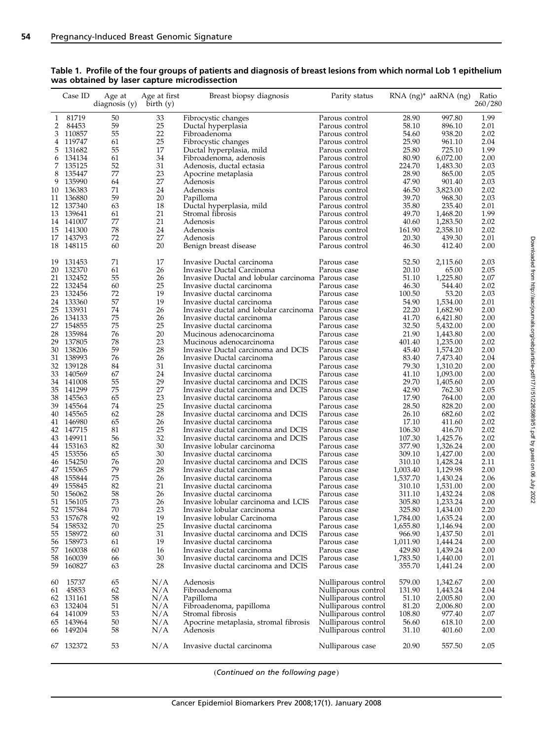**Table 1. Profile of the four groups of patients and diagnosis of breast lesions from which normal Lob 1 epithelium was obtained by laser capture microdissection**

| | Case ID | Age at diagnosis (y) | Age at first birth (y) | Breast biopsy diagnosis | Parity status | RNA (ng)* | aaRNA (ng) | Ratio 260/280 |
|---|---|---|---|---|---|---|---|---|
| 1 | 81719 | 50 | 33 | Fibrocystic changes | Parous control | 28.90 | 997.80 | 1.99 |
| 2 | 84453 | 59 | 25 | Ductal hyperplasia | Parous control | 58.10 | 896.10 | 2.01 |
| 3 | 110857 | 55 | 22 | Fibroadenoma | Parous control | 54.60 | 938.20 | 2.02 |
| 4 | 119747 | 61 | 25 | Fibrocystic changes | Parous control | 25.90 | 961.10 | 2.04 |
| 5 | 131682 | 55 | 17 | Ductal hyperplasia, mild | Parous control | 25.80 | 725.10 | 1.99 |
| 6 | 134134 | 61 | 34 | Fibroadenoma, adenosis | Parous control | 80.90 | 6,072.00 | 2.00 |
| 7 | 135125 | 52 | 31 | Adenosis, ductal ectasia | Parous control | 224.70 | 1,483.30 | 2.03 |
| 8 | 135447 | 77 | 23 | Apocrine metaplasia | Parous control | 28.90 | 865.00 | 2.05 |
| 9 | 135990 | 64 | 27 | Adenosis | Parous control | 47.90 | 901.40 | 2.03 |
| 10 | 136383 | 71 | 24 | Adenosis | Parous control | 46.50 | 3,823.00 | 2.02 |
| 11 | 136880 | 59 | 20 | Papilloma | Parous control | 39.70 | 968.30 | 2.03 |
| 12 | 137340 | 63 | 18 | Ductal hyperplasia, mild | Parous control | 35.80 | 235.40 | 2.01 |
| 13 | 139641 | 61 | 21 | Stromal fibrosis | Parous control | 49.70 | 1,468.20 | 1.99 |
| 14 | 141007 | 77 | 21 | Adenosis | Parous control | 40.60 | 1,283.50 | 2.02 |
| 15 | 141300 | 78 | 24 | Adenosis | Parous control | 161.90 | 2,358.10 | 2.02 |
| 17 | 143793 | 72 | 27 | Adenosis | Parous control | 20.30 | 439.30 | 2.01 |
| 18 | 148115 | 60 | 20 | Benign breast disease | Parous control | 46.30 | 412.40 | 2.00 |
| 19 | 131453 | 71 | 17 | Invasive Ductal carcinoma | Parous case | 52.50 | 2,115.60 | 2.03 |
| 20 | 132370 | 61 | 26 | Invasive Ductal Carcinoma | Parous case | 20.10 | 65.00 | 2.05 |
| 21 | 132452 | 55 | 26 | Invasive Ductal and lobular carcinoma | Parous case | 51.10 | 1,225.80 | 2.07 |
| 22 | 132454 | 60 | 25 | Invasive ductal carcinoma | Parous case | 46.30 | 544.40 | 2.02 |
| 23 | 132456 | 72 | 19 | Invasive ductal carcinoma | Parous case | 100.50 | 53.20 | 2.03 |
| 24 | 133360 | 57 | 19 | Invasive ductal carcinoma | Parous case | 54.90 | 1,534.00 | 2.01 |
| 25 | 133931 | 74 | 26 | Invasive ductal and lobular carcinoma | Parous case | 22.20 | 1,682.90 | 2.00 |
| 26 | 134133 | 75 | 26 | Invasive ductal carcinoma | Parous case | 41.70 | 6,421.80 | 2.00 |
| 27 | 154855 | 75 | 25 | Invasive ductal carcinoma | Parous case | 32.50 | 5,432.00 | 2.00 |
| 28 | 135984 | 76 | 20 | Mucinous adenocarcinoma | Parous case | 21.90 | 1,443.80 | 2.00 |
| 29 | 137805 | 78 | 23 | Mucinous adenocarcinoma | Parous case | 401.40 | 1,235.00 | 2.02 |
| 30 | 138206 | 59 | 28 | Invasive Ductal carcinoma and DCIS | Parous case | 45.40 | 1,574.20 | 2.00 |
| 31 | 138993 | 76 | 26 | Invasive Ductal carcinoma | Parous case | 83.40 | 7,473.40 | 2.04 |
| 32 | 139128 | 84 | 31 | Invasive ductal carcinoma | Parous case | 79.30 | 1,310.20 | 2.00 |
| 33 | 140569 | 67 | 24 | Invasive ductal carcinoma | Parous case | 41.10 | 1,093.00 | 2.00 |
| 34 | 141008 | 55 | 29 | Invasive ductal carcinoma and DCIS | Parous case | 29.70 | 1,405.60 | 2.00 |
| 35 | 141299 | 75 | 27 | Invasive ductal carcinoma and DCIS | Parous case | 42.90 | 762.30 | 2.05 |
| 38 | 145563 | 65 | 23 | Invasive ductal carcinoma | Parous case | 17.90 | 764.00 | 2.00 |
| 39 | 145564 | 74 | 25 | Invasive ductal carcinoma | Parous case | 28.50 | 828.20 | 2.00 |
| 40 | 145565 | 62 | 28 | Invasive ductal carcinoma and DCIS | Parous case | 26.10 | 682.60 | 2.02 |
| 41 | 146980 | 65 | 26 | Invasive ductal carcinoma | Parous case | 17.10 | 411.60 | 2.02 |
| 42 | 147715 | 81 | 25 | Invasive ductal carcinoma and DCIS | Parous case | 106.30 | 416.70 | 2.02 |
| 43 | 149911 | 56 | 32 | Invasive ductal carcinoma and DCIS | Parous case | 107.30 | 1,425.76 | 2.02 |
| 44 | 153163 | 82 | 30 | Invasive lobular carcinoma | Parous case | 377.90 | 1,326.24 | 2.00 |
| 45 | 153556 | 65 | 30 | Invasive ductal carcinoma | Parous case | 309.10 | 1,427.00 | 2.00 |
| 46 | 154250 | 76 | 20 | Invasive ductal carcinoma and DCIS | Parous case | 310.10 | 1,428.24 | 2.11 |
| 47 | 155065 | 79 | 28 | Invasive ductal carcinoma | Parous case | 1,003.40 | 1,129.98 | 2.00 |
| 48 | 155844 | 75 | 26 | Invasive ductal carcinoma | Parous case | 1,537.70 | 1,430.24 | 2.06 |
| 49 | 155845 | 82 | 21 | Invasive ductal carcinoma | Parous case | 310.10 | 1,531.00 | 2.00 |
| 50 | 156062 | 58 | 26 | Invasive ductal carcinoma | Parous case | 311.10 | 1,432.24 | 2.08 |
| 51 | 156105 | 73 | 26 | Invasive lobular carcinoma and LCIS | Parous case | 305.80 | 1,233.24 | 2.00 |
| 52 | 157584 | 70 | 23 | Invasive lobular carcinoma | Parous case | 325.80 | 1,434.00 | 2.20 |
| 53 | 157678 | 92 | 19 | Invasive lobular Carcinoma | Parous case | 1,784.00 | 1,635.24 | 2.00 |
| 54 | 158532 | 70 | 25 | Invasive ductal carcinoma | Parous case | 1,655.80 | 1,146.94 | 2.00 |
| 55 | 158972 | 60 | 31 | Invasive ductal carcinoma and DCIS | Parous case | 966.90 | 1,437.50 | 2.01 |
| 56 | 158973 | 61 | 19 | Invasive ductal carcinoma | Parous case | 1,011.90 | 1,444.24 | 2.00 |
| 57 | 160038 | 60 | 16 | Invasive ductal carcinoma | Parous case | 429.80 | 1,439.24 | 2.00 |
| 58 | 160039 | 66 | 30 | Invasive ductal carcinoma and DCIS | Parous case | 1,783.50 | 1,440.00 | 2.01 |
| 59 | 160827 | 63 | 28 | Invasive ductal carcinoma and DCIS | Parous case | 355.70 | 1,441.24 | 2.00 |
| 60 | 15737 | 65 | N/A | Adenosis | Nulliparous control | 579.00 | 1,342.67 | 2.00 |
| 61 | 45853 | 62 | N/A | Fibroadenoma | Nulliparous control | 131.90 | 1,443.24 | 2.04 |
| 62 | 131161 | 58 | N/A | Papilloma | Nulliparous control | 51.10 | 2,005.80 | 2.00 |
| 63 | 132404 | 51 | N/A | Fibroadenoma, papilloma | Nulliparous control | 81.20 | 2,006.80 | 2.00 |
| 64 | 141009 | 53 | N/A | Stromal fibrosis | Nulliparous control | 108.80 | 977.40 | 2.07 |
| 65 | 143964 | 50 | N/A | Apocrine metaplasia, stromal fibrosis | Nulliparous control | 56.60 | 618.10 | 2.00 |
| 66 | 149204 | 58 | N/A | Adenosis | Nulliparous control | 31.10 | 401.60 | 2.00 |
| 67 | 132372 | 53 | N/A | Invasive ductal carcinoma | Nulliparous case | 20.90 | 557.50 | 2.05 |

(*Continued on the following page*)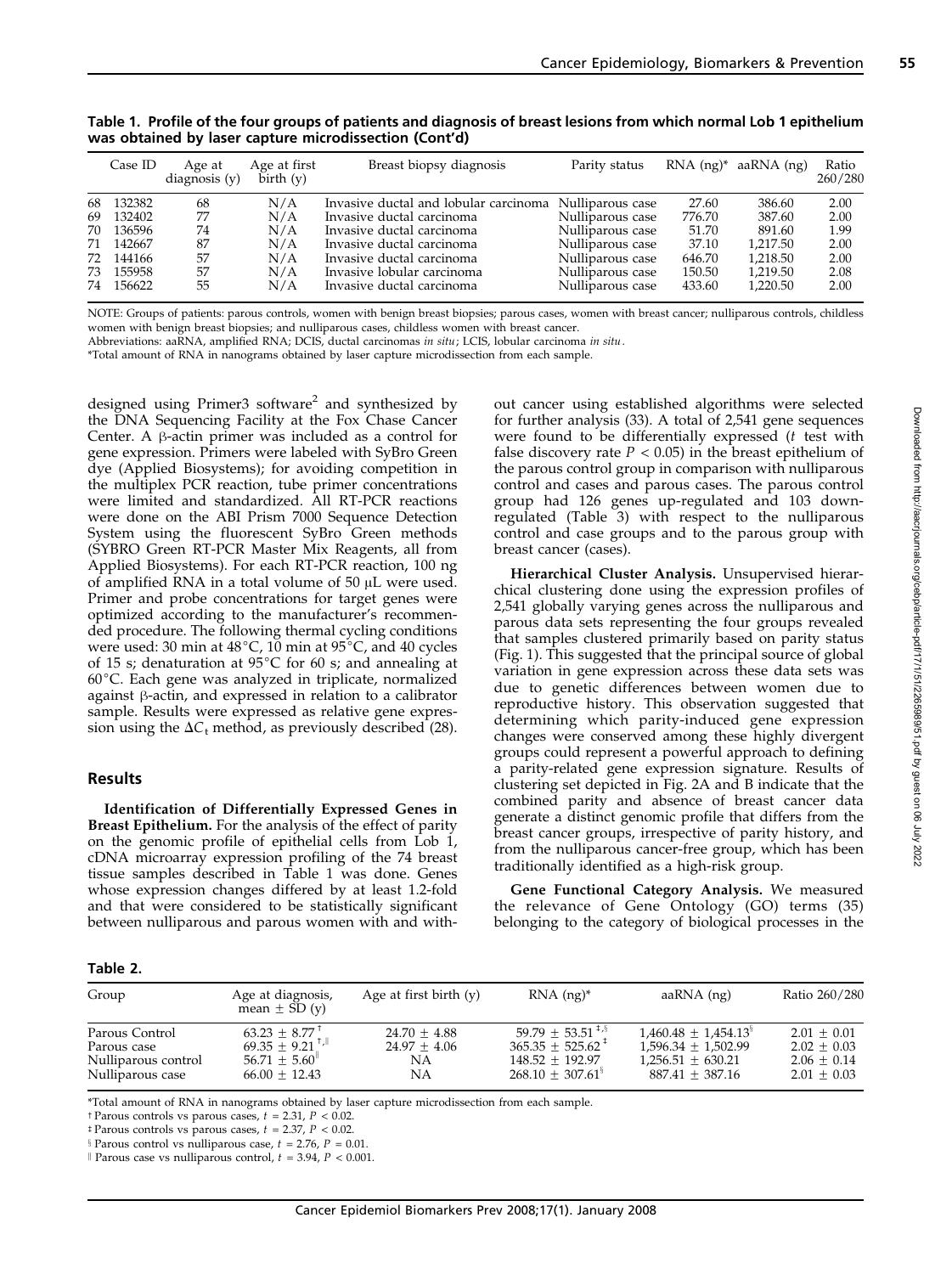**Table 1. Profile of the four groups of patients and diagnosis of breast lesions from which normal Lob 1 epithelium was obtained by laser capture microdissection (Cont'd)**

| | Case ID | Age at diagnosis (y) | Age at first birth (y) | Breast biopsy diagnosis | Parity status | RNA (ng)* | aaRNA (ng) | Ratio 260/280 |
|---|---|---|---|---|---|---|---|---|
| 68 | 132382 | 68 | N/A | Invasive ductal and lobular carcinoma | Nulliparous case | 27.60 | 386.60 | 2.00 |
| 69 | 132402 | 77 | N/A | Invasive ductal carcinoma | Nulliparous case | 776.70 | 387.60 | 2.00 |
| 70 | 136596 | 74 | N/A | Invasive ductal carcinoma | Nulliparous case | 51.70 | 891.60 | 1.99 |
| 71 | 142667 | 87 | N/A | Invasive ductal carcinoma | Nulliparous case | 37.10 | 1,217.50 | 2.00 |
| 72 | 144166 | 57 | N/A | Invasive ductal carcinoma | Nulliparous case | 646.70 | 1,218.50 | 2.00 |
| 73 | 155958 | 57 | N/A | Invasive lobular carcinoma | Nulliparous case | 150.50 | 1,219.50 | 2.08 |
| 74 | 156622 | 55 | N/A | Invasive ductal carcinoma | Nulliparous case | 433.60 | 1,220.50 | 2.00 |

NOTE: Groups of patients: parous controls, women with benign breast biopsies; parous cases, women with breast cancer; nulliparous controls, childless women with benign breast biopsies; and nulliparous cases, childless women with breast cancer.

Abbreviations: aaRNA, amplified RNA; DCIS, ductal carcinomas *in situ*; LCIS, lobular carcinoma *in situ*.

*Total amount of RNA in nanograms obtained by laser capture microdissection from each sample.

designed using Primer3 software[2] and synthesized by the DNA Sequencing Facility at the Fox Chase Cancer Center. A β-actin primer was included as a control for gene expression. Primers were labeled with SyBro Green dye (Applied Biosystems); for avoiding competition in the multiplex PCR reaction, tube primer concentrations were limited and standardized. All RT-PCR reactions were done on the ABI Prism 7000 Sequence Detection System using the fluorescent SyBro Green methods (SYBRO Green RT-PCR Master Mix Reagents, all from Applied Biosystems). For each RT-PCR reaction, 100 ng of amplified RNA in a total volume of 50 μL were used. Primer and probe concentrations for target genes were optimized according to the manufacturer's recommended procedure. The following thermal cycling conditions were used: 30 min at 48°C, 10 min at 95°C, and 40 cycles of 15 s; denaturation at 95°C for 60 s; and annealing at 60°C. Each gene was analyzed in triplicate, normalized against β-actin, and expressed in relation to a calibrator sample. Results were expressed as relative gene expression using the $\Delta C_t$ method, as previously described (28).

## Results

**Identification of Differentially Expressed Genes in Breast Epithelium.** For the analysis of the effect of parity on the genomic profile of epithelial cells from Lob 1, cDNA microarray expression profiling of the 74 breast tissue samples described in Table 1 was done. Genes whose expression changes differed by at least 1.2-fold and that were considered to be statistically significant between nulliparous and parous women with and without cancer using established algorithms were selected for further analysis (33). A total of 2,541 gene sequences were found to be differentially expressed (*t* test with false discovery rate $P < 0.05$) in the breast epithelium of the parous control group in comparison with nulliparous control and cases and parous cases. The parous control group had 126 genes up-regulated and 103 down-regulated (Table 3) with respect to the nulliparous control and case groups and to the parous group with breast cancer (cases).

**Hierarchical Cluster Analysis.** Unsupervised hierarchical clustering done using the expression profiles of 2,541 globally varying genes across the nulliparous and parous data sets representing the four groups revealed that samples clustered primarily based on parity status (Fig. 1). This suggested that the principal source of global variation in gene expression across these data sets was due to genetic differences between women due to reproductive history. This observation suggested that determining which parity-induced gene expression changes were conserved among these highly divergent groups could represent a powerful approach to defining a parity-related gene expression signature. Results of clustering set depicted in Fig. 2A and B indicate that the combined parity and absence of breast cancer data generate a distinct genomic profile that differs from the breast cancer groups, irrespective of parity history, and from the nulliparous cancer-free group, which has been traditionally identified as a high-risk group.

**Gene Functional Category Analysis.** We measured the relevance of Gene Ontology (GO) terms (35) belonging to the category of biological processes in the

**Table 2.**

| Group | Age at diagnosis, mean ± SD (y) | Age at first birth (y) | RNA (ng)* | aaRNA (ng) | Ratio 260/280 |
|---|---|---|---|---|---|
| Parous Control | 63.23 ± 8.77 [†] | 24.70 ± 4.88 | 59.79 ± 53.51 [‡,§] | 1,460.48 ± 1,454.13 [§] | 2.01 ± 0.01 |
| Parous case | 69.35 ± 9.21 [†,∥] | 24.97 ± 4.06 | 365.35 ± 525.62 [‡] | 1,596.34 ± 1,502.99 | 2.02 ± 0.03 |
| Nulliparous control | 56.71 ± 5.60 [∥] | NA | 148.52 ± 192.97 | 1,256.51 ± 630.21 | 2.06 ± 0.14 |
| Nulliparous case | 66.00 ± 12.43 | NA | 268.10 ± 307.61 [§] | 887.41 ± 387.16 | 2.01 ± 0.03 |

*Total amount of RNA in nanograms obtained by laser capture microdissection from each sample.

† Parous controls vs parous cases, $t = 2.31$, $P < 0.02$.

‡ Parous controls vs parous cases, $t = 2.37$, $P < 0.02$.

§ Parous control vs nulliparous case, $t = 2.76$, $P = 0.01$.

∥ Parous case vs nulliparous control, $t = 3.94$, $P < 0.001$.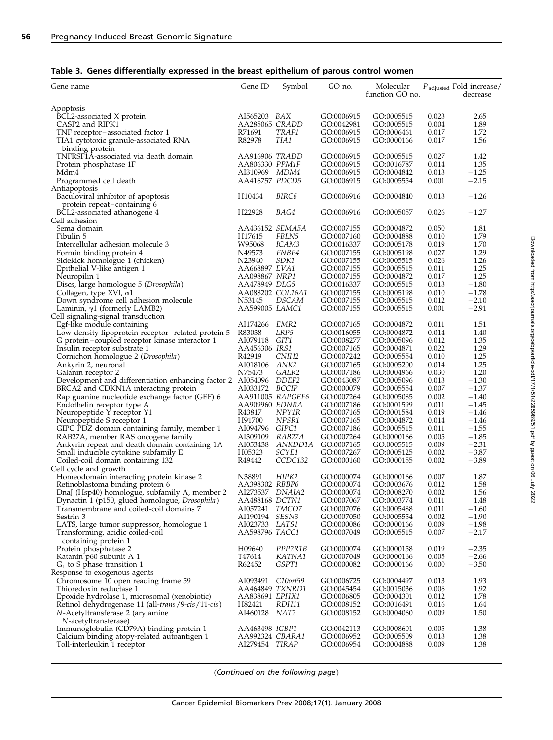**Table 3. Genes differentially expressed in the breast epithelium of parous control women**

| Gene name | Gene ID | Symbol | GO no. | Molecular function GO no. | $P_{adjusted}$ | Fold increase/ decrease |
|---|---|---|---|---|---|---|
| Apoptosis | | | | | | |
| BCL2-associated X protein | AI565203 | *BAX* | GO:0006915 | GO:0005515 | 0.023 | 2.65 |
| CASP2 and RIPK1 | AA285065 | *CRADD* | GO:0042981 | GO:0005515 | 0.004 | 1.89 |
| TNF receptor–associated factor 1 | R71691 | *TRAF1* | GO:0006915 | GO:0006461 | 0.017 | 1.72 |
| TIA1 cytotoxic granule-associated RNA binding protein | R82978 | *TIA1* | GO:0006915 | GO:0000166 | 0.017 | 1.56 |
| TNFRSF1A-associated via death domain | AA916906 | *TRADD* | GO:0006915 | GO:0005515 | 0.027 | 1.42 |
| Protein phosphatase 1F | AA806330 | *PPM1F* | GO:0006915 | GO:0016787 | 0.014 | 1.35 |
| Mdm4 | AI310969 | *MDM4* | GO:0006915 | GO:0004842 | 0.013 | −1.25 |
| Programmed cell death | AA416757 | *PDCD5* | GO:0006915 | GO:0005554 | 0.001 | −2.15 |
| Antiapoptosis | | | | | | |
| Baculoviral inhibitor of apoptosis protein repeat–containing 6 | H10434 | *BIRC6* | GO:0006916 | GO:0004840 | 0.013 | −1.26 |
| BCL2-associated athanogene 4 | H22928 | *BAG4* | GO:0006916 | GO:0005057 | 0.026 | −1.27 |
| Cell adhesion | | | | | | |
| Sema domain | AA436152 | *SEMA5A* | GO:0007155 | GO:0004872 | 0.050 | 1.81 |
| Fibulin 5 | H17615 | *FBLN5* | GO:0007160 | GO:0004888 | 0.010 | 1.79 |
| Intercellular adhesion molecule 3 | W95068 | *ICAM3* | GO:0016337 | GO:0005178 | 0.019 | 1.70 |
| Formin binding protein 4 | N49573 | *FNBP4* | GO:0007155 | GO:0005198 | 0.027 | 1.29 |
| Sidekick homologue 1 (chicken) | N23940 | *SDK1* | GO:0007155 | GO:0005515 | 0.026 | 1.26 |
| Epithelial V-like antigen 1 | AA668897 | *EVA1* | GO:0007155 | GO:0005515 | 0.011 | 1.25 |
| Neuropilin 1 | AA098867 | *NRP1* | GO:0007155 | GO:0004872 | 0.017 | 1.25 |
| Discs, large homologue 5 (*Drosophila*) | AA478949 | *DLG5* | GO:0016337 | GO:0005515 | 0.013 | −1.80 |
| Collagen, type XVI, α1 | AA088202 | *COL16A1* | GO:0007155 | GO:0005198 | 0.010 | −1.78 |
| Down syndrome cell adhesion molecule | N53145 | *DSCAM* | GO:0007155 | GO:0005515 | 0.012 | −2.10 |
| Laminin, γ1 (formerly LAMB2) | AA599005 | *LAMC1* | GO:0007155 | GO:0005515 | 0.001 | −2.91 |
| Cell signaling-signal transduction | | | | | | |
| Egf-like module containing | AI174266 | *EMR2* | GO:0007165 | GO:0004872 | 0.011 | 1.51 |
| Low-density lipoprotein receptor–related protein 5 | R83038 | *LRP5* | GO:0016055 | GO:0004872 | 0.014 | 1.40 |
| G protein–coupled receptor kinase interactor 1 | AI079118 | *GIT1* | GO:0008277 | GO:0005096 | 0.012 | 1.35 |
| Insulin receptor substrate 1 | AA456306 | *IRS1* | GO:0007165 | GO:0004871 | 0.022 | 1.29 |
| Cornichon homologue 2 (*Drosophila*) | R42919 | *CNIH2* | GO:0007242 | GO:0005554 | 0.010 | 1.25 |
| Ankyrin 2, neuronal | AI018106 | *ANK2* | GO:0007165 | GO:0005200 | 0.014 | 1.25 |
| Galanin receptor 2 | N75473 | *GALR2* | GO:0007186 | GO:0004966 | 0.030 | 1.20 |
| Development and differentiation enhancing factor 2 | AI054096 | *DDEF2* | GO:0043087 | GO:0005096 | 0.013 | −1.30 |
| BRCA2 and CDKN1A interacting protein | AI033172 | *BCCIP* | GO:0000079 | GO:0005554 | 0.007 | −1.37 |
| Rap guanine nucleotide exchange factor (GEF) 6 | AA911005 | *RAPGEF6* | GO:0007264 | GO:0005085 | 0.002 | −1.40 |
| Endothelin receptor type A | AA909960 | *EDNRA* | GO:0007186 | GO:0001599 | 0.011 | −1.45 |
| Neuropeptide Y receptor Y1 | R43817 | *NPY1R* | GO:0007165 | GO:0001584 | 0.019 | −1.46 |
| Neuropeptide S receptor 1 | H91700 | *NPSR1* | GO:0007165 | GO:0004872 | 0.014 | −1.46 |
| GIPC PDZ domain containing family, member 1 | AI094796 | *GIPC1* | GO:0007186 | GO:0005515 | 0.011 | −1.55 |
| RAB27A, member RAS oncogene family | AI309109 | *RAB27A* | GO:0007264 | GO:0000166 | 0.005 | −1.85 |
| Ankyrin repeat and death domain containing 1A | AI053438 | *ANKDD1A* | GO:0007165 | GO:0005515 | 0.009 | −2.31 |
| Small inducible cytokine subfamily E | H05323 | *SCYE1* | GO:0007267 | GO:0005125 | 0.002 | −3.87 |
| Coiled-coil domain containing 132 | R49442 | *CCDC132* | GO:0000160 | GO:0000155 | 0.002 | −3.89 |
| Cell cycle and growth | | | | | | |
| Homeodomain interacting protein kinase 2 | N38891 | *HIPK2* | GO:0000074 | GO:0000166 | 0.007 | 1.87 |
| Retinoblastoma binding protein 6 | AA398302 | *RBBP6* | GO:0000074 | GO:0003676 | 0.012 | 1.58 |
| DnaJ (Hsp40) homologue, subfamily A, member 2 | AI273537 | *DNAJA2* | GO:0000074 | GO:0008270 | 0.002 | 1.56 |
| Dynactin 1 (p150, glued homologue, *Drosophila*) | AA488168 | *DCTN1* | GO:0007067 | GO:0003774 | 0.011 | 1.48 |
| Transmembrane and coiled-coil domains 7 | AI057241 | *TMCO7* | GO:0007076 | GO:0005488 | 0.011 | −1.60 |
| Sestrin 3 | AI190194 | *SESN3* | GO:0007050 | GO:0005554 | 0.002 | −1.90 |
| LATS, large tumor suppressor, homologue 1 | AI023733 | *LATS1* | GO:0000086 | GO:0000166 | 0.009 | −1.98 |
| Transforming, acidic coiled-coil containing protein 1 | AA598796 | *TACC1* | GO:0007049 | GO:0005515 | 0.007 | −2.17 |
| Protein phosphatase 2 | H09640 | *PPP2R1B* | GO:0000074 | GO:0000158 | 0.019 | −2.35 |
| Katanin p60 subunit A 1 | T47614 | *KATNA1* | GO:0007049 | GO:0000166 | 0.005 | −2.66 |
| $G_1$ to S phase transition 1 | R62452 | *GSPT1* | GO:0000082 | GO:0000166 | 0.000 | −3.50 |
| Response to exogenous agents | | | | | | |
| Chromosome 10 open reading frame 59 | AI093491 | *C10orf59* | GO:0006725 | GO:0004497 | 0.013 | 1.93 |
| Thioredoxin reductase 1 | AA464849 | *TXNRD1* | GO:0045454 | GO:0015036 | 0.006 | 1.92 |
| Epoxide hydrolase 1, microsomal (xenobiotic) | AA838691 | *EPHX1* | GO:0006805 | GO:0004301 | 0.012 | 1.78 |
| Retinol dehydrogenase 11 (all-*trans*/9-*cis*/11-*cis*) | H82421 | *RDH11* | GO:0008152 | GO:0016491 | 0.016 | 1.64 |
| *N*-Acetyltransferase 2 (arylamine *N*-acetyltransferase) | AI460128 | *NAT2* | GO:0008152 | GO:0004060 | 0.009 | 1.50 |
| Immunoglobulin (CD79A) binding protein 1 | AA463498 | *IGBP1* | GO:0042113 | GO:0008601 | 0.005 | 1.38 |
| Calcium binding atopy-related autoantigen 1 | AA992324 | *CBARA1* | GO:0006952 | GO:0005509 | 0.013 | 1.38 |
| Toll-interleukin 1 receptor | AI279454 | *TIRAP* | GO:0006954 | GO:0004888 | 0.009 | 1.38 |

(*Continued on the following page*)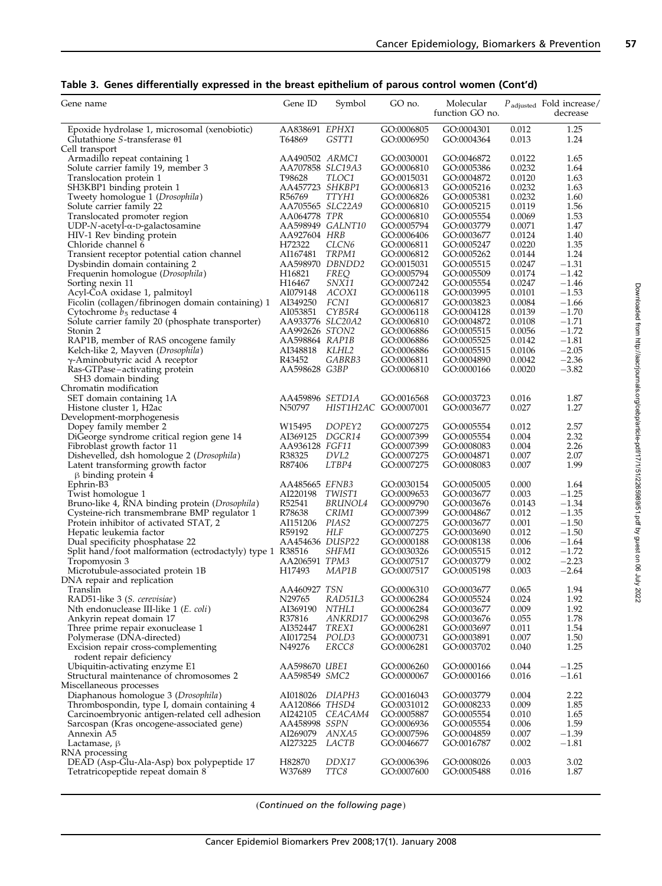**Table 3. Genes differentially expressed in the breast epithelium of parous control women (Cont'd)**

| Gene name | Gene ID | Symbol | GO no. | Molecular function GO no. | $P_{adjusted}$ | Fold increase/ decrease |
|---|---|---|---|---|---|---|
| Epoxide hydrolase 1, microsomal (xenobiotic) | AA838691 | *EPHX1* | GO:0006805 | GO:0004301 | 0.012 | 1.25 |
| Glutathione *S*-transferase θ1 | T64869 | *GSTT1* | GO:0006950 | GO:0004364 | 0.013 | 1.24 |
| Cell transport | | | | | | |
| Armadillo repeat containing 1 | AA490502 | *ARMC1* | GO:0030001 | GO:0046872 | 0.0122 | 1.65 |
| Solute carrier family 19, member 3 | AA707858 | *SLC19A3* | GO:0006810 | GO:0005386 | 0.0232 | 1.64 |
| Translocation protein 1 | T98628 | *TLOC1* | GO:0015031 | GO:0004872 | 0.0120 | 1.63 |
| SH3KBP1 binding protein 1 | AA457723 | *SHKBP1* | GO:0006813 | GO:0005216 | 0.0232 | 1.63 |
| Tweety homologue 1 (*Drosophila*) | R56769 | *TTYH1* | GO:0006826 | GO:0005381 | 0.0232 | 1.60 |
| Solute carrier family 22 | AA705565 | *SLC22A9* | GO:0006810 | GO:0005215 | 0.0119 | 1.56 |
| Translocated promoter region | AA064778 | *TPR* | GO:0006810 | GO:0005554 | 0.0069 | 1.53 |
| UDP-*N*-acetyl-α-D-galactosamine | AA598949 | *GALNT10* | GO:0005794 | GO:0003779 | 0.0071 | 1.47 |
| HIV-1 Rev binding protein | AA927604 | *HRB* | GO:0006406 | GO:0003677 | 0.0124 | 1.40 |
| Chloride channel 6 | H72322 | *CLCN6* | GO:0006811 | GO:0005247 | 0.0220 | 1.35 |
| Transient receptor potential cation channel | AI167481 | *TRPM1* | GO:0006812 | GO:0005262 | 0.0144 | 1.24 |
| Dysbindin domain containing 2 | AA598970 | *DBNDD2* | GO:0015031 | GO:0005515 | 0.0247 | −1.31 |
| Frequenin homologue (*Drosophila*) | H16821 | *FREQ* | GO:0005794 | GO:0005509 | 0.0174 | −1.42 |
| Sorting nexin 11 | H16467 | *SNX11* | GO:0007242 | GO:0005554 | 0.0247 | −1.46 |
| Acyl-CoA oxidase 1, palmitoyl | AI079148 | *ACOX1* | GO:0006118 | GO:0003995 | 0.0101 | −1.53 |
| Ficolin (collagen/fibrinogen domain containing) 1 | AI349250 | *FCN1* | GO:0006817 | GO:0003823 | 0.0084 | −1.66 |
| Cytochrome $b_5$ reductase 4 | AI053851 | *CYB5R4* | GO:0006118 | GO:0004128 | 0.0139 | −1.70 |
| Solute carrier family 20 (phosphate transporter) | AA933776 | *SLC20A2* | GO:0006810 | GO:0004872 | 0.0108 | −1.71 |
| Stonin 2 | AA992626 | *STON2* | GO:0006886 | GO:0005515 | 0.0056 | −1.72 |
| RAP1B, member of RAS oncogene family | AA598864 | *RAP1B* | GO:0006886 | GO:0005525 | 0.0142 | −1.81 |
| Kelch-like 2, Mayven (*Drosophila*) | AI348818 | *KLHL2* | GO:0006886 | GO:0005515 | 0.0106 | −2.05 |
| γ-Aminobutyric acid A receptor | R43452 | *GABRB3* | GO:0006811 | GO:0004890 | 0.0042 | −2.36 |
| Ras-GTPase–activating protein SH3 domain binding | AA598628 | *G3BP* | GO:0006810 | GO:0000166 | 0.0020 | −3.82 |
| Chromatin modification | | | | | | |
| SET domain containing 1A | AA459896 | *SETD1A* | GO:0016568 | GO:0003723 | 0.016 | 1.87 |
| Histone cluster 1, H2ac | N50797 | *HIST1H2AC* | GO:0007001 | GO:0003677 | 0.027 | 1.27 |
| Development-morphogenesis | | | | | | |
| Dopey family member 2 | W15495 | *DOPEY2* | GO:0007275 | GO:0005554 | 0.012 | 2.57 |
| DiGeorge syndrome critical region gene 14 | AI369125 | *DGCR14* | GO:0007399 | GO:0005554 | 0.004 | 2.32 |
| Fibroblast growth factor 11 | AA936128 | *FGF11* | GO:0007399 | GO:0008083 | 0.004 | 2.26 |
| Dishevelled, dsh homologue 2 (*Drosophila*) | R38325 | *DVL2* | GO:0007275 | GO:0004871 | 0.007 | 2.07 |
| Latent transforming growth factor β binding protein 4 | R87406 | *LTBP4* | GO:0007275 | GO:0008083 | 0.007 | 1.99 |
| Ephrin-B3 | AA485665 | *EFNB3* | GO:0030154 | GO:0005005 | 0.000 | 1.64 |
| Twist homologue 1 | AI220198 | *TWIST1* | GO:0009653 | GO:0003677 | 0.003 | −1.25 |
| Bruno-like 4, RNA binding protein (*Drosophila*) | R52541 | *BRUNOL4* | GO:0009790 | GO:0003676 | 0.0143 | −1.34 |
| Cysteine-rich transmembrane BMP regulator 1 | R78638 | *CRIM1* | GO:0007399 | GO:0004867 | 0.012 | −1.35 |
| Protein inhibitor of activated STAT, 2 | AI151206 | *PIAS2* | GO:0007275 | GO:0003677 | 0.001 | −1.50 |
| Hepatic leukemia factor | R59192 | *HLF* | GO:0007275 | GO:0003690 | 0.012 | −1.50 |
| Dual specificity phosphatase 22 | AA454636 | *DUSP22* | GO:0000188 | GO:0008138 | 0.006 | −1.64 |
| Split hand/foot malformation (ectrodactyly) type 1 | R38516 | *SHFM1* | GO:0030326 | GO:0005515 | 0.012 | −1.72 |
| Tropomyosin 3 | AA206591 | *TPM3* | GO:0007517 | GO:0003779 | 0.002 | −2.23 |
| Microtubule-associated protein 1B | H17493 | *MAP1B* | GO:0007517 | GO:0005198 | 0.003 | −2.64 |
| DNA repair and replication | | | | | | |
| Translin | AA460927 | *TSN* | GO:0006310 | GO:0003677 | 0.065 | 1.94 |
| RAD51-like 3 (*S. cerevisiae*) | N29765 | *RAD51L3* | GO:0006284 | GO:0005524 | 0.024 | 1.92 |
| Nth endonuclease III-like 1 (*E. coli*) | AI369190 | *NTHL1* | GO:0006284 | GO:0003677 | 0.009 | 1.92 |
| Ankyrin repeat domain 17 | R37816 | *ANKRD17* | GO:0006298 | GO:0003676 | 0.055 | 1.78 |
| Three prime repair exonuclease 1 | AI352447 | *TREX1* | GO:0006281 | GO:0003697 | 0.011 | 1.54 |
| Polymerase (DNA-directed) | AI017254 | *POLD3* | GO:0000731 | GO:0003891 | 0.007 | 1.50 |
| Excision repair cross-complementing rodent repair deficiency | N49276 | *ERCC8* | GO:0006281 | GO:0003702 | 0.040 | 1.25 |
| Ubiquitin-activating enzyme E1 | AA598670 | *UBE1* | GO:0006260 | GO:0000166 | 0.044 | −1.25 |
| Structural maintenance of chromosomes 2 | AA598549 | *SMC2* | GO:0000067 | GO:0000166 | 0.016 | −1.61 |
| Miscellaneous processes | | | | | | |
| Diaphanous homologue 3 (*Drosophila*) | AI018026 | *DIAPH3* | GO:0016043 | GO:0003779 | 0.004 | 2.22 |
| Thrombospondin, type I, domain containing 4 | AA120866 | *THSD4* | GO:0031012 | GO:0008233 | 0.009 | 1.85 |
| Carcinoembryonic antigen-related cell adhesion | AI242105 | *CEACAM4* | GO:0005887 | GO:0005554 | 0.010 | 1.65 |
| Sarcospan (Kras oncogene-associated gene) | AA458998 | *SSPN* | GO:0006936 | GO:0005554 | 0.006 | 1.59 |
| Annexin A5 | AI269079 | *ANXA5* | GO:0007596 | GO:0004859 | 0.007 | −1.39 |
| Lactamase, β | AI273225 | *LACTB* | GO:0046677 | GO:0016787 | 0.002 | −1.81 |
| RNA processing | | | | | | |
| DEAD (Asp-Glu-Ala-Asp) box polypeptide 17 | H82870 | *DDX17* | GO:0006396 | GO:0008026 | 0.003 | 3.02 |
| Tetratricopeptide repeat domain 8 | W37689 | *TTC8* | GO:0007600 | GO:0005488 | 0.016 | 1.87 |

(*Continued on the following page*)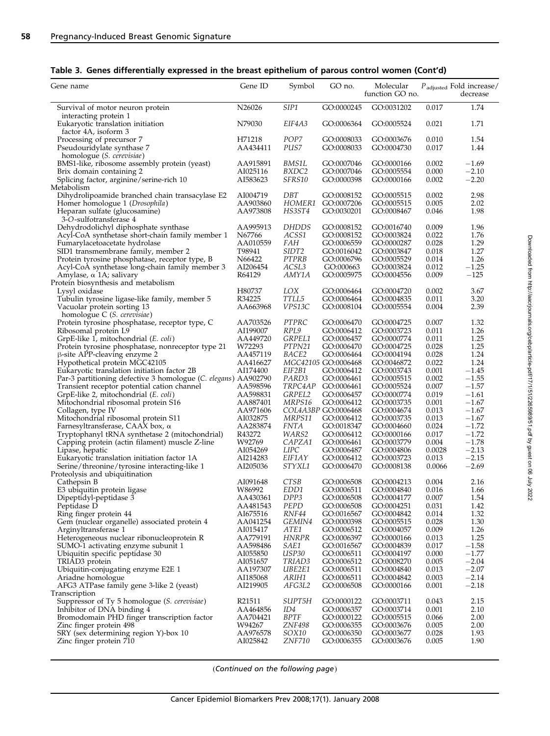**Table 3. Genes differentially expressed in the breast epithelium of parous control women (Cont'd)**

| Gene name | Gene ID | Symbol | GO no. | Molecular function GO no. | $P_{\text{adjusted}}$ | Fold increase/ decrease |
|---|---|---|---|---|---|---|
| Survival of motor neuron protein interacting protein 1 | N26026 | *SIP1* | GO:0000245 | GO:0031202 | 0.017 | 1.74 |
| Eukaryotic translation initiation factor 4A, isoform 3 | N79030 | *EIF4A3* | GO:0006364 | GO:0005524 | 0.021 | 1.71 |
| Processing of precursor 7 | H71218 | *POP7* | GO:0008033 | GO:0003676 | 0.010 | 1.54 |
| Pseudouridylate synthase 7 homologue (*S. cerevisiae*) | AA434411 | *PUS7* | GO:0008033 | GO:0004730 | 0.017 | 1.44 |
| BMS1-like, ribosome assembly protein (yeast) | AA915891 | *BMS1L* | GO:0007046 | GO:0000166 | 0.002 | −1.69 |
| Brix domain containing 2 | AI025116 | *BXDC2* | GO:0007046 | GO:0005554 | 0.000 | −2.10 |
| Splicing factor, arginine/serine-rich 10 | AI583623 | *SFRS10* | GO:0000398 | GO:0000166 | 0.002 | −2.20 |
| Metabolism | | | | | | |
| Dihydrolipoamide branched chain transacylase E2 | AI004719 | *DBT* | GO:0008152 | GO:0005515 | 0.002 | 2.98 |
| Homer homologue 1 (*Drosophila*) | AA903860 | *HOMER1* | GO:0007206 | GO:0005515 | 0.005 | 2.02 |
| Heparan sulfate (glucosamine) 3-*O*-sulfotransferase 4 | AA973808 | *HS3ST4* | GO:0030201 | GO:0008467 | 0.046 | 1.98 |
| Dehydrodolichyl diphosphate synthase | AA995913 | *DHDDS* | GO:0008152 | GO:0016740 | 0.009 | 1.96 |
| Acyl-CoA synthetase short-chain family member 1 | N67766 | *ACSS1* | GO:0008152 | GO:0003824 | 0.022 | 1.76 |
| Fumarylacetoacetate hydrolase | AA010559 | *FAH* | GO:0006559 | GO:0000287 | 0.028 | 1.29 |
| SID1 transmembrane family, member 2 | T98941 | *SIDT2* | GO:0016042 | GO:0003847 | 0.018 | 1.27 |
| Protein tyrosine phosphatase, receptor type, B | N66422 | *PTPRB* | GO:0006796 | GO:0005529 | 0.014 | 1.26 |
| Acyl-CoA synthetase long-chain family member 3 | AI206454 | *ACSL3* | GO:000663 | GO:0003824 | 0.012 | −1.25 |
| Amylase, α 1A; salivary | R64129 | *AMY1A* | GO:0005975 | GO:0004556 | 0.009 | −125 |
| Protein biosynthesis and metabolism | | | | | | |
| Lysyl oxidase | H80737 | *LOX* | GO:0006464 | GO:0004720 | 0.002 | 3.67 |
| Tubulin tyrosine ligase-like family, member 5 | R34225 | *TTLL5* | GO:0006464 | GO:0004835 | 0.011 | 3.20 |
| Vacuolar protein sorting 13 homologue C (*S. cerevisiae*) | AA663968 | *VPS13C* | GO:0008104 | GO:0005554 | 0.004 | 2.39 |
| Protein tyrosine phosphatase, receptor type, C | AA703526 | *PTPRC* | GO:0006470 | GO:0004725 | 0.007 | 1.32 |
| Ribosomal protein L9 | AI199007 | *RPL9* | GO:0006412 | GO:0003723 | 0.011 | 1.26 |
| GrpE-like 1, mitochondrial (*E. coli*) | AA449720 | *GRPEL1* | GO:0006457 | GO:0000774 | 0.011 | 1.25 |
| Protein tyrosine phosphatase, nonreceptor type 21 | W72293 | *PTPN21* | GO:0006470 | GO:0004725 | 0.028 | 1.25 |
| β-site APP-cleaving enzyme 2 | AA457119 | *BACE2* | GO:0006464 | GO:0004194 | 0.028 | 1.24 |
| Hypothetical protein MGC42105 | AA416627 | *MGC42105* | GO:0006468 | GO:0046872 | 0.022 | 1.24 |
| Eukaryotic translation initiation factor 2B | AI174400 | *EIF2B1* | GO:0006412 | GO:0003743 | 0.001 | −1.45 |
| Par-3 partitioning defective 3 homologue (*C. elegans*) | AA902790 | *PARD3* | GO:0006461 | GO:0005515 | 0.002 | −1.55 |
| Transient receptor potential cation channel | AA598596 | *TRPC4AP* | GO:0006461 | GO:0005524 | 0.007 | −1.57 |
| GrpE-like 2, mitochondrial (*E. coli*) | AA598831 | *GRPEL2* | GO:0006457 | GO:0000774 | 0.019 | −1.61 |
| Mitochondrial ribosomal protein S16 | AA887401 | *MRPS16* | GO:0006412 | GO:0003735 | 0.001 | −1.67 |
| Collagen, type IV | AA971606 | *COL4A3BP* | GO:0006468 | GO:0004674 | 0.013 | −1.67 |
| Mitochondrial ribosomal protein S11 | AI032875 | *MRPS11* | GO:0006412 | GO:0003735 | 0.013 | −1.67 |
| Farnesyltransferase, CAAX box, α | AA283874 | *FNTA* | GO:0018347 | GO:0004660 | 0.024 | −1.72 |
| Tryptophanyl tRNA synthetase 2 (mitochondrial) | R43272 | *WARS2* | GO:0006412 | GO:0000166 | 0.017 | −1.72 |
| Capping protein (actin filament) muscle Z-line | W92769 | *CAPZA1* | GO:0006461 | GO:0003779 | 0.004 | −1.78 |
| Lipase, hepatic | AI054269 | *LIPC* | GO:0006487 | GO:0004806 | 0.0028 | −2.13 |
| Eukaryotic translation initiation factor 1A | AI214283 | *EIF1AY* | GO:0006412 | GO:0003723 | 0.013 | −2.15 |
| Serine/threonine/tyrosine interacting-like 1 | AI205036 | *STYXL1* | GO:0006470 | GO:0008138 | 0.0066 | −2.69 |
| Proteolysis and ubiquitination | | | | | | |
| Cathepsin B | AI091648 | *CTSB* | GO:0006508 | GO:0004213 | 0.004 | 2.16 |
| E3 ubiquitin protein ligase | W86992 | *EDD1* | GO:0006511 | GO:0004840 | 0.016 | 1.66 |
| Dipeptidyl-peptidase 3 | AA430361 | *DPP3* | GO:0006508 | GO:0004177 | 0.007 | 1.54 |
| Peptidase D | AA481543 | *PEPD* | GO:0006508 | GO:0004251 | 0.031 | 1.42 |
| Ring finger protein 44 | AI675516 | *RNF44* | GO:0016567 | GO:0004842 | 0.014 | 1.32 |
| Gem (nuclear organelle) associated protein 4 | AA041254 | *GEMIN4* | GO:0000398 | GO:0005515 | 0.028 | 1.30 |
| Arginyltransferase 1 | AI015417 | *ATE1* | GO:0006512 | GO:0004057 | 0.009 | 1.26 |
| Heterogeneous nuclear ribonucleoprotein R | AA779191 | *HNRPR* | GO:0006397 | GO:0000166 | 0.013 | 1.25 |
| SUMO-1 activating enzyme subunit 1 | AA598486 | *SAE1* | GO:0016567 | GO:0004839 | 0.017 | −1.58 |
| Ubiquitin specific peptidase 30 | AI055850 | *USP30* | GO:0006511 | GO:0004197 | 0.000 | −1.77 |
| TRIAD3 protein | AI051657 | *TRIAD3* | GO:0006512 | GO:0008270 | 0.005 | −2.04 |
| Ubiquitin-conjugating enzyme E2E 1 | AA197307 | *UBE2E1* | GO:0006511 | GO:0004840 | 0.013 | −2.07 |
| Ariadne homologue | AI185068 | *ARIH1* | GO:0006511 | GO:0004842 | 0.003 | −2.14 |
| AFG3 ATPase family gene 3-like 2 (yeast) | AI219905 | *AFG3L2* | GO:0006508 | GO:0000166 | 0.001 | −2.18 |
| Transcription | | | | | | |
| Suppressor of Ty 5 homologue (*S. cerevisiae*) | R21511 | *SUPT5H* | GO:0000122 | GO:0003711 | 0.043 | 2.15 |
| Inhibitor of DNA binding 4 | AA464856 | *ID4* | GO:0006357 | GO:0003714 | 0.001 | 2.10 |
| Bromodomain PHD finger transcription factor | AA704421 | *BPTF* | GO:0000122 | GO:0005515 | 0.066 | 2.00 |
| Zinc finger protein 498 | W94267 | *ZNF498* | GO:0006355 | GO:0003676 | 0.005 | 2.00 |
| SRY (sex determining region Y)-box 10 | AA976578 | *SOX10* | GO:0006350 | GO:0003677 | 0.028 | 1.93 |
| Zinc finger protein 710 | AI025842 | *ZNF710* | GO:0006355 | GO:0003676 | 0.005 | 1.90 |

(*Continued on the following page*)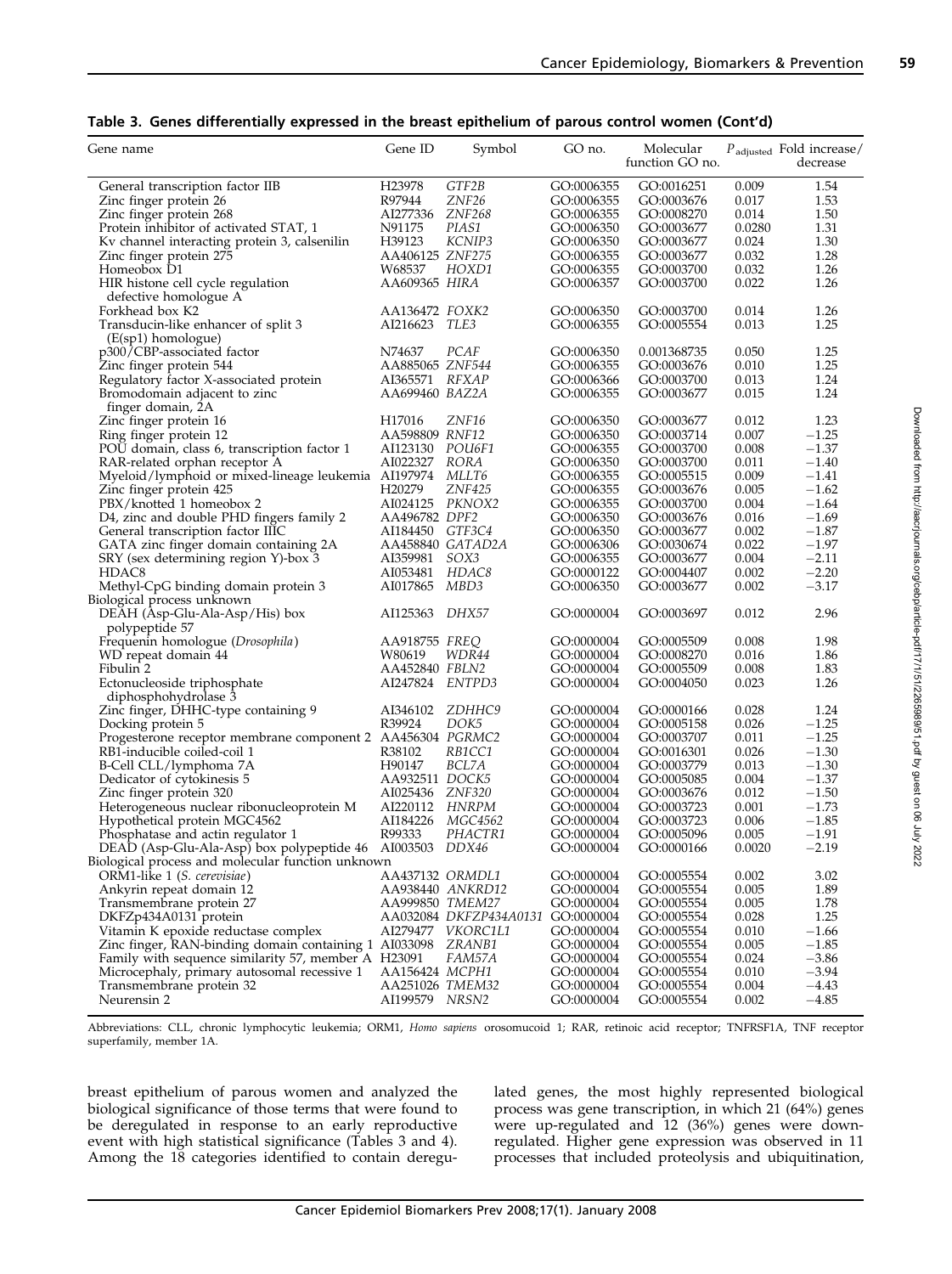**Table 3. Genes differentially expressed in the breast epithelium of parous control women (Cont'd)**

| Gene name | Gene ID | Symbol | GO no. | Molecular function GO no. | $P_{adjusted}$ | Fold increase/decrease |
|---|---|---|---|---|---|---|
| General transcription factor IIB | H23978 | *GTF2B* | GO:0006355 | GO:0016251 | 0.009 | 1.54 |
| Zinc finger protein 26 | R97944 | *ZNF26* | GO:0006355 | GO:0003676 | 0.017 | 1.53 |
| Zinc finger protein 268 | AI277336 | *ZNF268* | GO:0006355 | GO:0008270 | 0.014 | 1.50 |
| Protein inhibitor of activated STAT, 1 | N91175 | *PIAS1* | GO:0006350 | GO:0003677 | 0.0280 | 1.31 |
| Kv channel interacting protein 3, calsenilin | H39123 | *KCNIP3* | GO:0006350 | GO:0003677 | 0.024 | 1.30 |
| Zinc finger protein 275 | AA406125 | *ZNF275* | GO:0006355 | GO:0003677 | 0.032 | 1.28 |
| Homeobox D1 | W68537 | *HOXD1* | GO:0006355 | GO:0003700 | 0.032 | 1.26 |
| HIR histone cell cycle regulation defective homologue A | AA609365 | *HIRA* | GO:0006357 | GO:0003700 | 0.022 | 1.26 |
| Forkhead box K2 | AA136472 | *FOXK2* | GO:0006350 | GO:0003700 | 0.014 | 1.26 |
| Transducin-like enhancer of split 3 (E(sp1) homologue) | AI216623 | *TLE3* | GO:0006355 | GO:0005554 | 0.013 | 1.25 |
| p300/CBP-associated factor | N74637 | *PCAF* | GO:0006350 | 0.001368735 | 0.050 | 1.25 |
| Zinc finger protein 544 | AA885065 | *ZNF544* | GO:0006355 | GO:0003676 | 0.010 | 1.25 |
| Regulatory factor X-associated protein | AI365571 | *RFXAP* | GO:0006366 | GO:0003700 | 0.013 | 1.24 |
| Bromodomain adjacent to zinc finger domain, 2A | AA699460 | *BAZ2A* | GO:0006355 | GO:0003677 | 0.015 | 1.24 |
| Zinc finger protein 16 | H17016 | *ZNF16* | GO:0006350 | GO:0003677 | 0.012 | 1.23 |
| Ring finger protein 12 | AA598809 | *RNF12* | GO:0006350 | GO:0003714 | 0.007 | −1.25 |
| POU domain, class 6, transcription factor 1 | AI123130 | *POU6F1* | GO:0006355 | GO:0003700 | 0.008 | −1.37 |
| RAR-related orphan receptor A | AI022327 | *RORA* | GO:0006350 | GO:0003700 | 0.011 | −1.40 |
| Myeloid/lymphoid or mixed-lineage leukemia | AI197974 | *MLLT6* | GO:0006355 | GO:0005515 | 0.009 | −1.41 |
| Zinc finger protein 425 | H20279 | *ZNF425* | GO:0006355 | GO:0003676 | 0.005 | −1.62 |
| PBX/knotted 1 homeobox 2 | AI024125 | *PKNOX2* | GO:0006355 | GO:0003700 | 0.004 | −1.64 |
| D4, zinc and double PHD fingers family 2 | AA496782 | *DPF2* | GO:0006350 | GO:0003676 | 0.016 | −1.69 |
| General transcription factor IIIC | AI184450 | *GTF3C4* | GO:0006350 | GO:0003677 | 0.002 | −1.87 |
| GATA zinc finger domain containing 2A | AA458840 | *GATAD2A* | GO:0006306 | GO:0030674 | 0.022 | −1.97 |
| SRY (sex determining region Y)-box 3 | AI359981 | *SOX3* | GO:0006355 | GO:0003677 | 0.004 | −2.11 |
| HDAC8 | AI053481 | *HDAC8* | GO:0000122 | GO:0004407 | 0.002 | −2.20 |
| Methyl-CpG binding domain protein 3 | AI017865 | *MBD3* | GO:0006350 | GO:0003677 | 0.002 | −3.17 |
| Biological process unknown | | | | | | |
| DEAH (Asp-Glu-Ala-Asp/His) box polypeptide 57 | AI125363 | *DHX57* | GO:0000004 | GO:0003697 | 0.012 | 2.96 |
| Frequenin homologue (*Drosophila*) | AA918755 | *FREQ* | GO:0000004 | GO:0005509 | 0.008 | 1.98 |
| WD repeat domain 44 | W80619 | *WDR44* | GO:0000004 | GO:0008270 | 0.016 | 1.86 |
| Fibulin 2 | AA452840 | *FBLN2* | GO:0000004 | GO:0005509 | 0.008 | 1.83 |
| Ectonucleoside triphosphate diphosphohydrolase 3 | AI247824 | *ENTPD3* | GO:0000004 | GO:0004050 | 0.023 | 1.26 |
| Zinc finger, DHHC-type containing 9 | AI346102 | *ZDHHC9* | GO:0000004 | GO:0000166 | 0.028 | 1.24 |
| Docking protein 5 | R39924 | *DOK5* | GO:0000004 | GO:0005158 | 0.026 | −1.25 |
| Progesterone receptor membrane component 2 | AA456304 | *PGRMC2* | GO:0000004 | GO:0003707 | 0.011 | −1.25 |
| RB1-inducible coiled-coil 1 | R38102 | *RB1CC1* | GO:0000004 | GO:0016301 | 0.026 | −1.30 |
| B-Cell CLL/lymphoma 7A | H90147 | *BCL7A* | GO:0000004 | GO:0003779 | 0.013 | −1.30 |
| Dedicator of cytokinesis 5 | AA932511 | *DOCK5* | GO:0000004 | GO:0005085 | 0.004 | −1.37 |
| Zinc finger protein 320 | AI025436 | *ZNF320* | GO:0000004 | GO:0003676 | 0.012 | −1.50 |
| Heterogeneous nuclear ribonucleoprotein M | AI220112 | *HNRPM* | GO:0000004 | GO:0003723 | 0.001 | −1.73 |
| Hypothetical protein MGC4562 | AI184226 | *MGC4562* | GO:0000004 | GO:0003723 | 0.006 | −1.85 |
| Phosphatase and actin regulator 1 | R99333 | *PHACTR1* | GO:0000004 | GO:0005096 | 0.005 | −1.91 |
| DEAD (Asp-Glu-Ala-Asp) box polypeptide 46 | AI003503 | *DDX46* | GO:0000004 | GO:0000166 | 0.0020 | −2.19 |
| Biological process and molecular function unknown | | | | | | |
| ORM1-like 1 (*S. cerevisiae*) | AA437132 | *ORMDL1* | GO:0000004 | GO:0005554 | 0.002 | 3.02 |
| Ankyrin repeat domain 12 | AA938440 | *ANKRD12* | GO:0000004 | GO:0005554 | 0.005 | 1.89 |
| Transmembrane protein 27 | AA999850 | *TMEM27* | GO:0000004 | GO:0005554 | 0.005 | 1.78 |
| DKFZp434A0131 protein | AA032084 | *DKFZP434A0131* | GO:0000004 | GO:0005554 | 0.028 | 1.25 |
| Vitamin K epoxide reductase complex | AI279477 | *VKORC1L1* | GO:0000004 | GO:0005554 | 0.010 | −1.66 |
| Zinc finger, RAN-binding domain containing 1 | AI033098 | *ZRANB1* | GO:0000004 | GO:0005554 | 0.005 | −1.85 |
| Family with sequence similarity 57, member A | H23091 | *FAM57A* | GO:0000004 | GO:0005554 | 0.024 | −3.86 |
| Microcephaly, primary autosomal recessive 1 | AA156424 | *MCPH1* | GO:0000004 | GO:0005554 | 0.010 | −3.94 |
| Transmembrane protein 32 | AA251026 | *TMEM32* | GO:0000004 | GO:0005554 | 0.004 | −4.43 |
| Neurensin 2 | AI199579 | *NRSN2* | GO:0000004 | GO:0005554 | 0.002 | −4.85 |

Abbreviations: CLL, chronic lymphocytic leukemia; ORM1, *Homo sapiens* orosomucoid 1; RAR, retinoic acid receptor; TNFRSF1A, TNF receptor superfamily, member 1A.

breast epithelium of parous women and analyzed the biological significance of those terms that were found to be deregulated in response to an early reproductive event with high statistical significance (Tables 3 and 4). Among the 18 categories identified to contain deregulated genes, the most highly represented biological process was gene transcription, in which 21 (64%) genes were up-regulated and 12 (36%) genes were down-regulated. Higher gene expression was observed in 11 processes that included proteolysis and ubiquitination,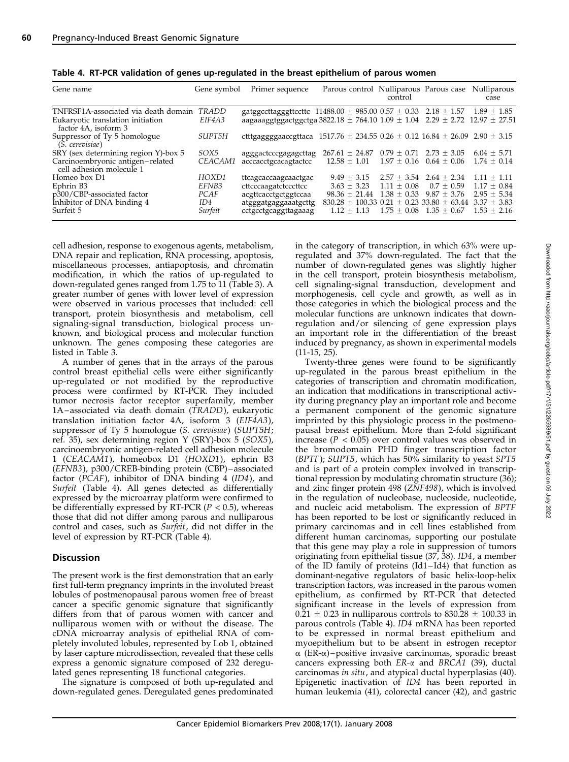**Table 4. RT-PCR validation of genes up-regulated in the breast epithelium of parous women**

| Gene name | Gene symbol | Primer sequence | Parous control | Nulliparous control | Parous case | Nulliparous case |
|---|---|---|---|---|---|---|
| TNFRSF1A-associated via death domain | *TRADD* | gatggccttagggttccttc | 11488.00 ± 985.00 | 0.57 ± 0.33 | 2.18 ± 1.57 | 1.89 ± 1.85 |
| Eukaryotic translation initiation factor 4A, isoform 3 | *EIF4A3* | aagaaaggtggactggctga | 3822.18 ± 764.10 | 1.09 ± 1.04 | 2.29 ± 2.72 | 12.97 ± 27.51 |
| Suppressor of Ty 5 homologue (*S. cerevisiae*) | *SUPT5H* | ctttgaggggaaccgttaca | 1517.76 ± 234.55 | 0.26 ± 0.12 | 16.84 ± 26.09 | 2.90 ± 3.15 |
| SRY (sex determining region Y)-box 5 | *SOX5* | agggactcccgagagcttag | 267.61 ± 24.87 | 0.79 ± 0.71 | 2.73 ± 3.05 | 6.04 ± 5.71 |
| Carcinoembryonic antigen–related cell adhesion molecule 1 | *CEACAM1* | acccacctgcacagtactcc | 12.58 ± 1.01 | 1.97 ± 0.16 | 0.64 ± 0.06 | 1.74 ± 0.14 |
| Homeo box D1 | *HOXD1* | ttcagcaccaagcaactgac | 9.49 ± 3.15 | 2.57 ± 3.54 | 2.64 ± 2.34 | 1.11 ± 1.11 |
| Ephrin B3 | *EFNB3* | cttcccaagatctcccttcc | 3.63 ± 3.23 | 1.11 ± 0.08 | 0.7 ± 0.59 | 1.17 ± 0.84 |
| p300/CBP-associated factor | *PCAF* | acgttcacctgctggtccaa | 98.36 ± 21.44 | 1.38 ± 0.33 | 9.87 ± 3.76 | 2.95 ± 5.34 |
| Inhibitor of DNA binding 4 | *ID4* | atgggatgaggaaatgcttg | 830.28 ± 100.33 | 0.21 ± 0.23 | 33.80 ± 63.44 | 3.37 ± 3.83 |
| Surfeit 5 | *Surfeit* | cctgcctgcaggttagaaag | 1.12 ± 1.13 | 1.75 ± 0.08 | 1.35 ± 0.67 | 1.53 ± 2.16 |

cell adhesion, response to exogenous agents, metabolism, DNA repair and replication, RNA processing, apoptosis, miscellaneous processes, antiapoptosis, and chromatin modification, in which the ratios of up-regulated to down-regulated genes ranged from 1.75 to 11 (Table 3). A greater number of genes with lower level of expression were observed in various processes that included: cell transport, protein biosynthesis and metabolism, cell signaling-signal transduction, biological process unknown, and biological process and molecular function unknown. The genes composing these categories are listed in Table 3.

A number of genes that in the arrays of the parous control breast epithelial cells were either significantly up-regulated or not modified by the reproductive process were confirmed by RT-PCR. They included tumor necrosis factor receptor superfamily, member 1A–associated via death domain (*TRADD*), eukaryotic translation initiation factor 4A, isoform 3 (*EIF4A3*), suppressor of Ty 5 homologue (*S. cerevisiae*) (*SUPT5H*; ref. 35), sex determining region Y (SRY)-box 5 (*SOX5*), carcinoembryonic antigen-related cell adhesion molecule 1 (*CEACAM1*), homeobox D1 (*HOXD1*), ephrin B3 (*EFNB3*), p300/CREB-binding protein (CBP)–associated factor (*PCAF*), inhibitor of DNA binding 4 (*ID4*), and *Surfeit* (Table 4). All genes detected as differentially expressed by the microarray platform were confirmed to be differentially expressed by RT-PCR ($P < 0.5$), whereas those that did not differ among parous and nulliparous control and cases, such as *Surfeit*, did not differ in the level of expression by RT-PCR (Table 4).

## Discussion

The present work is the first demonstration that an early first full-term pregnancy imprints in the involuted breast lobules of postmenopausal parous women free of breast cancer a specific genomic signature that significantly differs from that of parous women with cancer and nulliparous women with or without the disease. The cDNA microarray analysis of epithelial RNA of completely involuted lobules, represented by Lob 1, obtained by laser capture microdissection, revealed that these cells express a genomic signature composed of 232 deregulated genes representing 18 functional categories.

The signature is composed of both up-regulated and down-regulated genes. Deregulated genes predominated in the category of transcription, in which 63% were up-regulated and 37% down-regulated. The fact that the number of down-regulated genes was slightly higher in the cell transport, protein biosynthesis metabolism, cell signaling-signal transduction, development and morphogenesis, cell cycle and growth, as well as in those categories in which the biological process and the molecular functions are unknown indicates that down-regulation and/or silencing of gene expression plays an important role in the differentiation of the breast induced by pregnancy, as shown in experimental models (11-15, 25).

Twenty-three genes were found to be significantly up-regulated in the parous breast epithelium in the categories of transcription and chromatin modification, an indication that modifications in transcriptional activity during pregnancy play an important role and become a permanent component of the genomic signature imprinted by this physiologic process in the postmenopausal breast epithelium. More than 2-fold significant increase ($P < 0.05$) over control values was observed in the bromodomain PHD finger transcription factor (*BPTF*); *SUPT5*, which has 50% similarity to yeast *SPT5* and is part of a protein complex involved in transcriptional repression by modulating chromatin structure (36); and zinc finger protein 498 (*ZNF498*), which is involved in the regulation of nucleobase, nucleoside, nucleotide, and nucleic acid metabolism. The expression of *BPTF* has been reported to be lost or significantly reduced in primary carcinomas and in cell lines established from different human carcinomas, supporting our postulate that this gene may play a role in suppression of tumors originating from epithelial tissue (37, 38). *ID4*, a member of the ID family of proteins (Id1–Id4) that function as dominant-negative regulators of basic helix-loop-helix transcription factors, was increased in the parous women epithelium, as confirmed by RT-PCR that detected significant increase in the levels of expression from 0.21 ± 0.23 in nulliparous controls to 830.28 ± 100.33 in parous controls (Table 4). *ID4* mRNA has been reported to be expressed in normal breast epithelium and myoepithelium but to be absent in estrogen receptor α (ER-α)–positive invasive carcinomas, sporadic breast cancers expressing both *ER-α* and *BRCA1* (39), ductal carcinomas *in situ*, and atypical ductal hyperplasias (40). Epigenetic inactivation of *ID4* has been reported in human leukemia (41), colorectal cancer (42), and gastric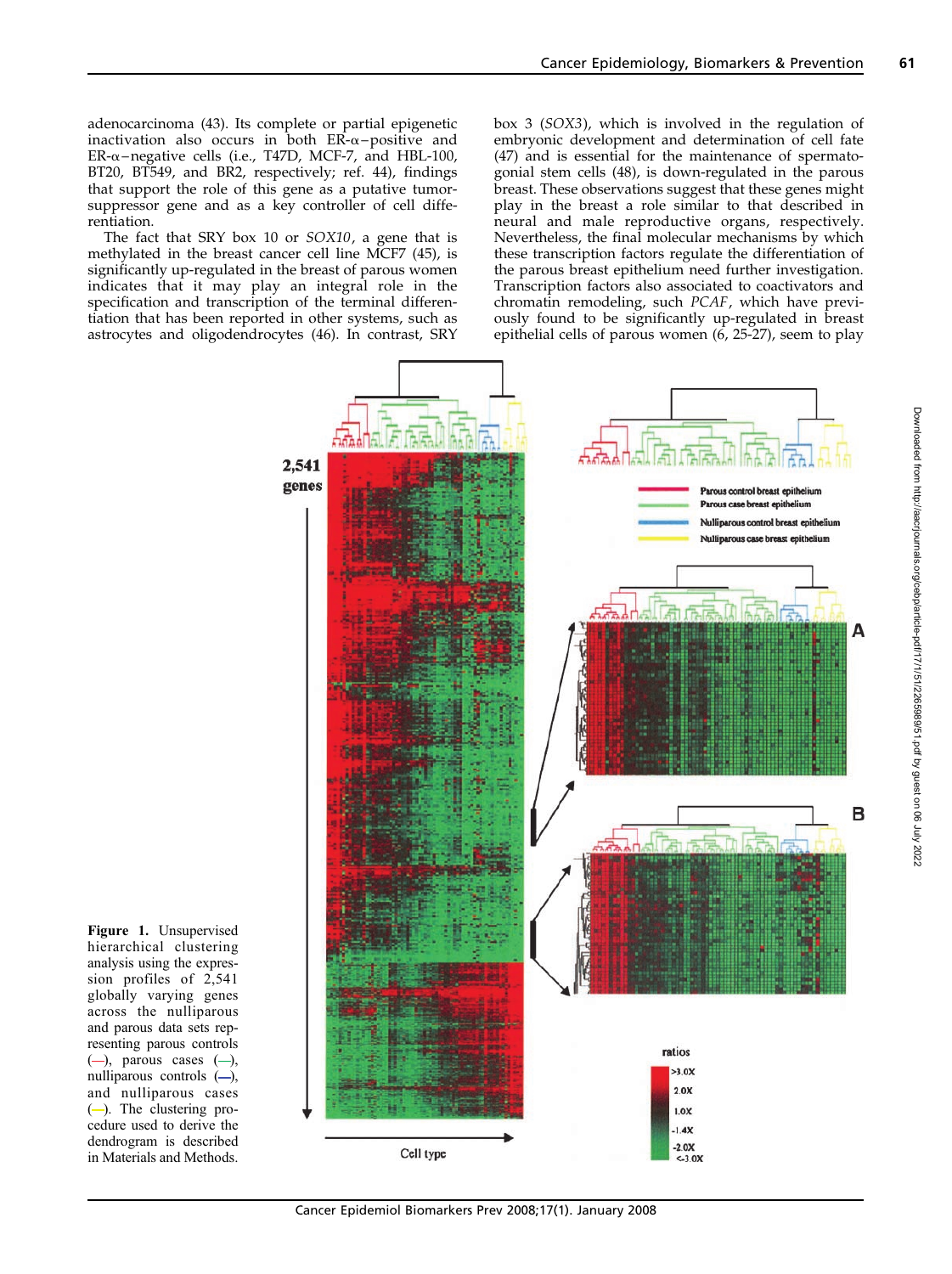adenocarcinoma (43). Its complete or partial epigenetic inactivation also occurs in both ER-α–positive and ER-α–negative cells (i.e., T47D, MCF-7, and HBL-100, BT20, BT549, and BR2, respectively; ref. 44), findings that support the role of this gene as a putative tumor-suppressor gene and as a key controller of cell differentiation.

The fact that SRY box 10 or *SOX10*, a gene that is methylated in the breast cancer cell line MCF7 (45), is significantly up-regulated in the breast of parous women indicates that it may play an integral role in the specification and transcription of the terminal differentiation that has been reported in other systems, such as astrocytes and oligodendrocytes (46). In contrast, SRY box 3 (*SOX3*), which is involved in the regulation of embryonic development and determination of cell fate (47) and is essential for the maintenance of spermatogonial stem cells (48), is down-regulated in the parous breast. These observations suggest that these genes might play in the breast a role similar to that described in neural and male reproductive organs, respectively. Nevertheless, the final molecular mechanisms by which these transcription factors regulate the differentiation of the parous breast epithelium need further investigation. Transcription factors also associated to coactivators and chromatin remodeling, such *PCAF*, which have previously found to be significantly up-regulated in breast epithelial cells of parous women (6, 25-27), seem to play

**Figure 1.** Unsupervised hierarchical clustering analysis using the expression profiles of 2,541 globally varying genes across the nulliparous and parous data sets representing parous controls (—), parous cases (—), nulliparous controls (—), and nulliparous cases (—). The clustering procedure used to derive the dendrogram is described in Materials and Methods.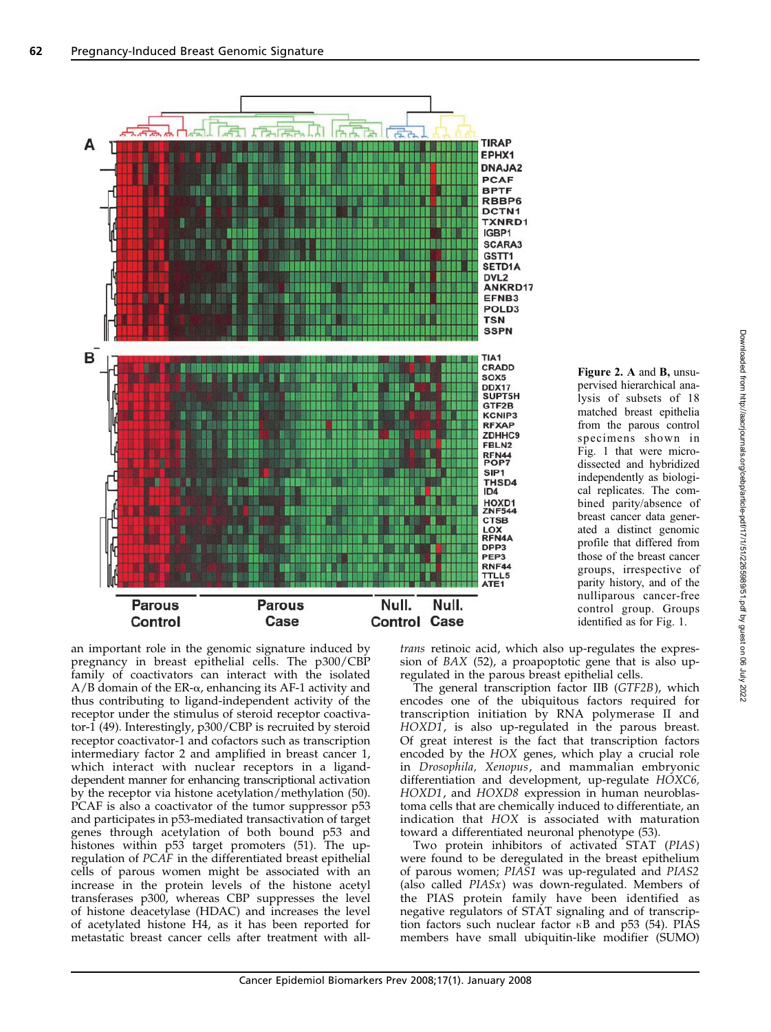**Figure 2.** **A** and **B,** unsupervised hierarchical analysis of subsets of 18 matched breast epithelia from the parous control specimens shown in Fig. 1 that were microdissected and hybridized independently as biological replicates. The combined parity/absence of breast cancer data generated a distinct genomic profile that differed from those of the breast cancer groups, irrespective of parity history, and of the nulliparous cancer-free control group. Groups identified as for Fig. 1.

an important role in the genomic signature induced by pregnancy in breast epithelial cells. The p300/CBP family of coactivators can interact with the isolated A/B domain of the ER-α, enhancing its AF-1 activity and thus contributing to ligand-independent activity of the receptor under the stimulus of steroid receptor coactivator-1 (49). Interestingly, p300/CBP is recruited by steroid receptor coactivator-1 and cofactors such as transcription intermediary factor 2 and amplified in breast cancer 1, which interact with nuclear receptors in a ligand-dependent manner for enhancing transcriptional activation by the receptor via histone acetylation/methylation (50). PCAF is also a coactivator of the tumor suppressor p53 and participates in p53-mediated transactivation of target genes through acetylation of both bound p53 and histones within p53 target promoters (51). The up-regulation of *PCAF* in the differentiated breast epithelial cells of parous women might be associated with an increase in the protein levels of the histone acetyl transferases p300, whereas CBP suppresses the level of histone deacetylase (HDAC) and increases the level of acetylated histone H4, as it has been reported for metastatic breast cancer cells after treatment with all-*trans* retinoic acid, which also up-regulates the expression of *BAX* (52), a proapoptotic gene that is also up-regulated in the parous breast epithelial cells.

The general transcription factor IIB (*GTF2B*), which encodes one of the ubiquitous factors required for transcription initiation by RNA polymerase II and *HOXD1*, is also up-regulated in the parous breast. Of great interest is the fact that transcription factors encoded by the *HOX* genes, which play a crucial role in *Drosophila, Xenopus*, and mammalian embryonic differentiation and development, up-regulate *HOXC6, HOXD1*, and *HOXD8* expression in human neuroblastoma cells that are chemically induced to differentiate, an indication that *HOX* is associated with maturation toward a differentiated neuronal phenotype (53).

Two protein inhibitors of activated STAT (*PIAS*) were found to be deregulated in the breast epithelium of parous women; *PIAS1* was up-regulated and *PIAS2* (also called *PIASx*) was down-regulated. Members of the PIAS protein family have been identified as negative regulators of STAT signaling and of transcription factors such nuclear factor κB and p53 (54). PIAS members have small ubiquitin-like modifier (SUMO)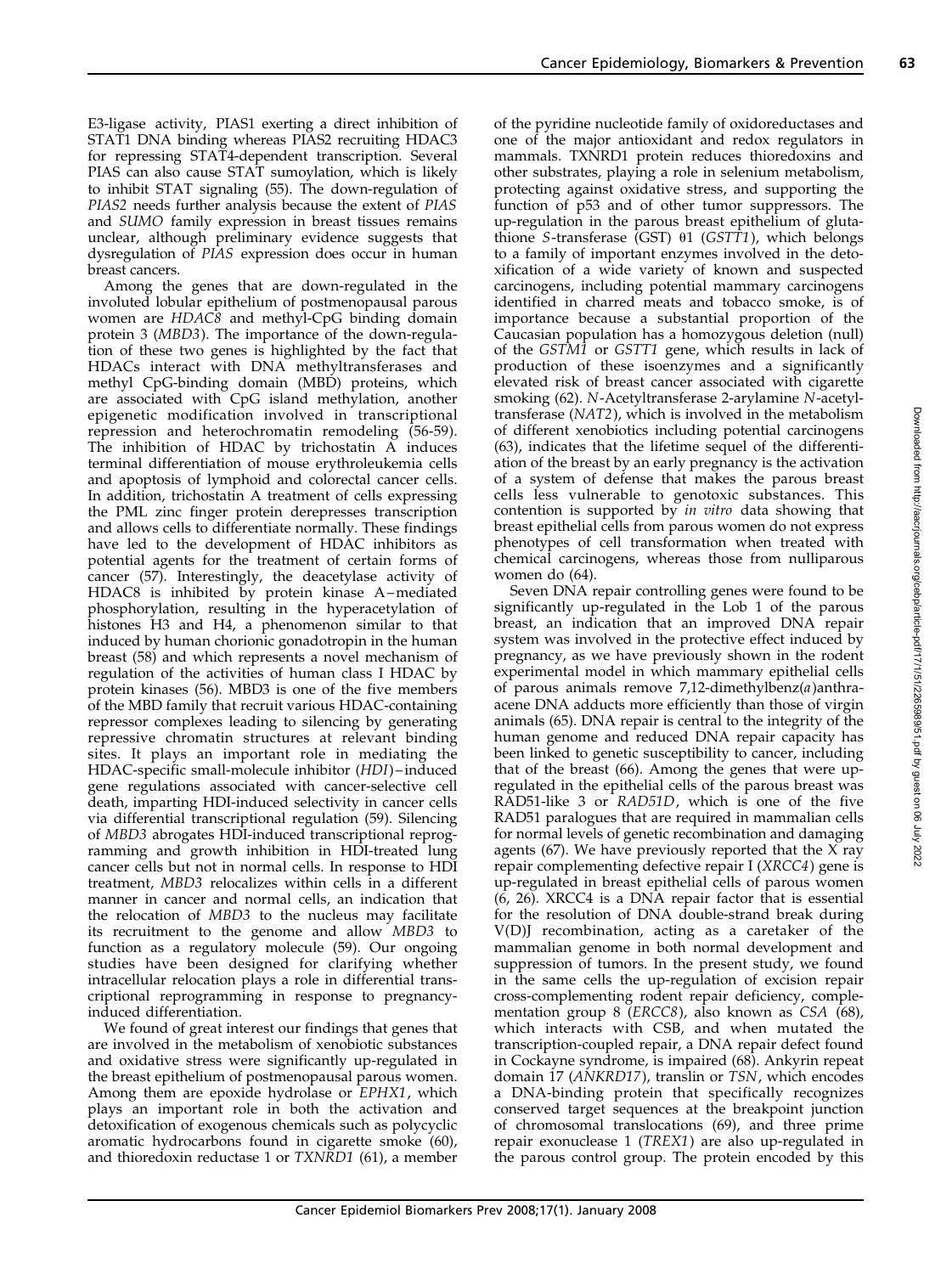E3-ligase activity, PIAS1 exerting a direct inhibition of STAT1 DNA binding whereas PIAS2 recruiting HDAC3 for repressing STAT4-dependent transcription. Several PIAS can also cause STAT sumoylation, which is likely to inhibit STAT signaling (55). The down-regulation of *PIAS2* needs further analysis because the extent of *PIAS* and *SUMO* family expression in breast tissues remains unclear, although preliminary evidence suggests that dysregulation of *PIAS* expression does occur in human breast cancers.

Among the genes that are down-regulated in the involuted lobular epithelium of postmenopausal parous women are *HDAC8* and methyl-CpG binding domain protein 3 (*MBD3*). The importance of the down-regulation of these two genes is highlighted by the fact that HDACs interact with DNA methyltransferases and methyl CpG-binding domain (MBD) proteins, which are associated with CpG island methylation, another epigenetic modification involved in transcriptional repression and heterochromatin remodeling (56-59). The inhibition of HDAC by trichostatin A induces terminal differentiation of mouse erythroleukemia cells and apoptosis of lymphoid and colorectal cancer cells. In addition, trichostatin A treatment of cells expressing the PML zinc finger protein derepresses transcription and allows cells to differentiate normally. These findings have led to the development of HDAC inhibitors as potential agents for the treatment of certain forms of cancer (57). Interestingly, the deacetylase activity of HDAC8 is inhibited by protein kinase A–mediated phosphorylation, resulting in the hyperacetylation of histones H3 and H4, a phenomenon similar to that induced by human chorionic gonadotropin in the human breast (58) and which represents a novel mechanism of regulation of the activities of human class I HDAC by protein kinases (56). MBD3 is one of the five members of the MBD family that recruit various HDAC-containing repressor complexes leading to silencing by generating repressive chromatin structures at relevant binding sites. It plays an important role in mediating the HDAC-specific small-molecule inhibitor (*HDI*)–induced gene regulations associated with cancer-selective cell death, imparting HDI-induced selectivity in cancer cells via differential transcriptional regulation (59). Silencing of *MBD3* abrogates HDI-induced transcriptional reprogramming and growth inhibition in HDI-treated lung cancer cells but not in normal cells. In response to HDI treatment, *MBD3* relocalizes within cells in a different manner in cancer and normal cells, an indication that the relocation of *MBD3* to the nucleus may facilitate its recruitment to the genome and allow *MBD3* to function as a regulatory molecule (59). Our ongoing studies have been designed for clarifying whether intracellular relocation plays a role in differential transcriptional reprogramming in response to pregnancy-induced differentiation.

We found of great interest our findings that genes that are involved in the metabolism of xenobiotic substances and oxidative stress were significantly up-regulated in the breast epithelium of postmenopausal parous women. Among them are epoxide hydrolase or *EPHX1*, which plays an important role in both the activation and detoxification of exogenous chemicals such as polycyclic aromatic hydrocarbons found in cigarette smoke (60), and thioredoxin reductase 1 or *TXNRD1* (61), a member of the pyridine nucleotide family of oxidoreductases and one of the major antioxidant and redox regulators in mammals. TXNRD1 protein reduces thioredoxins and other substrates, playing a role in selenium metabolism, protecting against oxidative stress, and supporting the function of p53 and of other tumor suppressors. The up-regulation in the parous breast epithelium of glutathione *S*-transferase (GST) θ1 (*GSTT1*), which belongs to a family of important enzymes involved in the detoxification of a wide variety of known and suspected carcinogens, including potential mammary carcinogens identified in charred meats and tobacco smoke, is of importance because a substantial proportion of the Caucasian population has a homozygous deletion (null) of the *GSTM1* or *GSTT1* gene, which results in lack of production of these isoenzymes and a significantly elevated risk of breast cancer associated with cigarette smoking (62). *N*-Acetyltransferase 2-arylamine *N*-acetyltransferase (*NAT2*), which is involved in the metabolism of different xenobiotics including potential carcinogens (63), indicates that the lifetime sequel of the differentiation of the breast by an early pregnancy is the activation of a system of defense that makes the parous breast cells less vulnerable to genotoxic substances. This contention is supported by *in vitro* data showing that breast epithelial cells from parous women do not express phenotypes of cell transformation when treated with chemical carcinogens, whereas those from nulliparous women do (64).

Seven DNA repair controlling genes were found to be significantly up-regulated in the Lob 1 of the parous breast, an indication that an improved DNA repair system was involved in the protective effect induced by pregnancy, as we have previously shown in the rodent experimental model in which mammary epithelial cells of parous animals remove 7,12-dimethylbenz(*a*)anthraacene DNA adducts more efficiently than those of virgin animals (65). DNA repair is central to the integrity of the human genome and reduced DNA repair capacity has been linked to genetic susceptibility to cancer, including that of the breast (66). Among the genes that were up-regulated in the epithelial cells of the parous breast was RAD51-like 3 or *RAD51D*, which is one of the five RAD51 paralogues that are required in mammalian cells for normal levels of genetic recombination and damaging agents (67). We have previously reported that the X ray repair complementing defective repair I (*XRCC4*) gene is up-regulated in breast epithelial cells of parous women (6, 26). XRCC4 is a DNA repair factor that is essential for the resolution of DNA double-strand break during V(D)J recombination, acting as a caretaker of the mammalian genome in both normal development and suppression of tumors. In the present study, we found in the same cells the up-regulation of excision repair cross-complementing rodent repair deficiency, complementation group 8 (*ERCC8*), also known as *CSA* (68), which interacts with CSB, and when mutated the transcription-coupled repair, a DNA repair defect found in Cockayne syndrome, is impaired (68). Ankyrin repeat domain 17 (*ANKRD17*), translin or *TSN*, which encodes a DNA-binding protein that specifically recognizes conserved target sequences at the breakpoint junction of chromosomal translocations (69), and three prime repair exonuclease 1 (*TREX1*) are also up-regulated in the parous control group. The protein encoded by this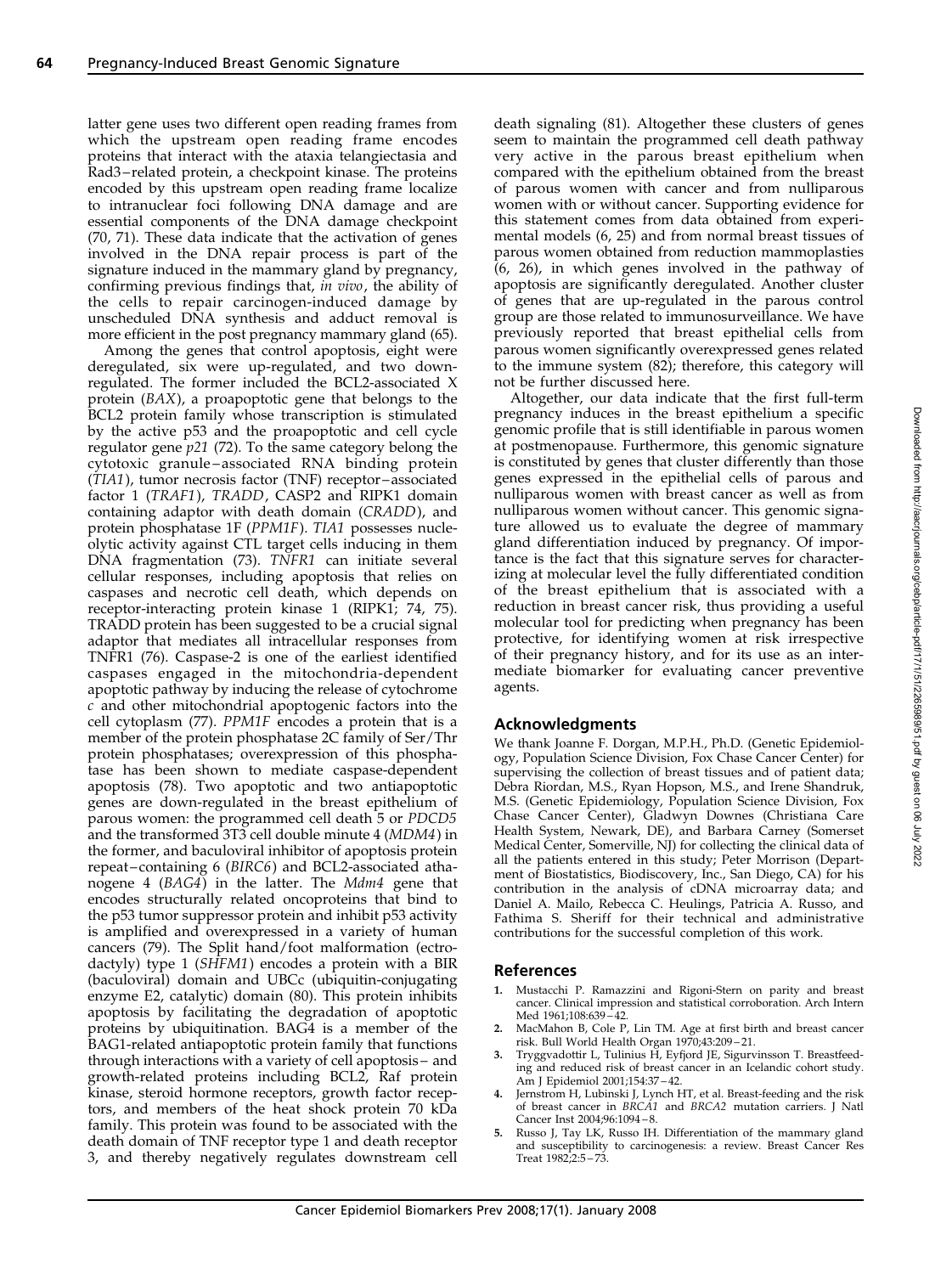latter gene uses two different open reading frames from which the upstream open reading frame encodes proteins that interact with the ataxia telangiectasia and Rad3–related protein, a checkpoint kinase. The proteins encoded by this upstream open reading frame localize to intranuclear foci following DNA damage and are essential components of the DNA damage checkpoint (70, 71). These data indicate that the activation of genes involved in the DNA repair process is part of the signature induced in the mammary gland by pregnancy, confirming previous findings that, *in vivo*, the ability of the cells to repair carcinogen-induced damage by unscheduled DNA synthesis and adduct removal is more efficient in the post pregnancy mammary gland (65).

Among the genes that control apoptosis, eight were deregulated, six were up-regulated, and two down-regulated. The former included the BCL2-associated X protein (*BAX*), a proapoptotic gene that belongs to the BCL2 protein family whose transcription is stimulated by the active p53 and the proapoptotic and cell cycle regulator gene *p21* (72). To the same category belong the cytotoxic granule–associated RNA binding protein (*TIA1*), tumor necrosis factor (TNF) receptor–associated factor 1 (*TRAF1*), *TRADD*, CASP2 and RIPK1 domain containing adaptor with death domain (*CRADD*), and protein phosphatase 1F (*PPM1F*). *TIA1* possesses nucleolytic activity against CTL target cells inducing in them DNA fragmentation (73). *TNFR1* can initiate several cellular responses, including apoptosis that relies on caspases and necrotic cell death, which depends on receptor-interacting protein kinase 1 (RIPK1; 74, 75). TRADD protein has been suggested to be a crucial signal adaptor that mediates all intracellular responses from TNFR1 (76). Caspase-2 is one of the earliest identified caspases engaged in the mitochondria-dependent apoptotic pathway by inducing the release of cytochrome *c* and other mitochondrial apoptogenic factors into the cell cytoplasm (77). *PPM1F* encodes a protein that is a member of the protein phosphatase 2C family of Ser/Thr protein phosphatases; overexpression of this phosphatase has been shown to mediate caspase-dependent apoptosis (78). Two apoptotic and two antiapoptotic genes are down-regulated in the breast epithelium of parous women: the programmed cell death 5 or *PDCD5* and the transformed 3T3 cell double minute 4 (*MDM4*) in the former, and baculoviral inhibitor of apoptosis protein repeat–containing 6 (*BIRC6*) and BCL2-associated athanogene 4 (*BAG4*) in the latter. The *Mdm4* gene that encodes structurally related oncoproteins that bind to the p53 tumor suppressor protein and inhibit p53 activity is amplified and overexpressed in a variety of human cancers (79). The Split hand/foot malformation (ectrodactyly) type 1 (*SHFM1*) encodes a protein with a BIR (baculoviral) domain and UBCc (ubiquitin-conjugating enzyme E2, catalytic) domain (80). This protein inhibits apoptosis by facilitating the degradation of apoptotic proteins by ubiquitination. BAG4 is a member of the BAG1-related antiapoptotic protein family that functions through interactions with a variety of cell apoptosis– and growth-related proteins including BCL2, Raf protein kinase, steroid hormone receptors, growth factor receptors, and members of the heat shock protein 70 kDa family. This protein was found to be associated with the death domain of TNF receptor type 1 and death receptor 3, and thereby negatively regulates downstream cell death signaling (81). Altogether these clusters of genes seem to maintain the programmed cell death pathway very active in the parous breast epithelium when compared with the epithelium obtained from the breast of parous women with cancer and from nulliparous women with or without cancer. Supporting evidence for this statement comes from data obtained from experimental models (6, 25) and from normal breast tissues of parous women obtained from reduction mammoplasties (6, 26), in which genes involved in the pathway of apoptosis are significantly deregulated. Another cluster of genes that are up-regulated in the parous control group are those related to immunosurveillance. We have previously reported that breast epithelial cells from parous women significantly overexpressed genes related to the immune system (82); therefore, this category will not be further discussed here.

Altogether, our data indicate that the first full-term pregnancy induces in the breast epithelium a specific genomic profile that is still identifiable in parous women at postmenopause. Furthermore, this genomic signature is constituted by genes that cluster differently than those genes expressed in the epithelial cells of parous and nulliparous women with breast cancer as well as from nulliparous women without cancer. This genomic signature allowed us to evaluate the degree of mammary gland differentiation induced by pregnancy. Of importance is the fact that this signature serves for characterizing at molecular level the fully differentiated condition of the breast epithelium that is associated with a reduction in breast cancer risk, thus providing a useful molecular tool for predicting when pregnancy has been protective, for identifying women at risk irrespective of their pregnancy history, and for its use as an intermediate biomarker for evaluating cancer preventive agents.

## Acknowledgments

We thank Joanne F. Dorgan, M.P.H., Ph.D. (Genetic Epidemiology, Population Science Division, Fox Chase Cancer Center) for supervising the collection of breast tissues and of patient data; Debra Riordan, M.S., Ryan Hopson, M.S., and Irene Shandruk, M.S. (Genetic Epidemiology, Population Science Division, Fox Chase Cancer Center), Gladwyn Downes (Christiana Care Health System, Newark, DE), and Barbara Carney (Somerset Medical Center, Somerville, NJ) for collecting the clinical data of all the patients entered in this study; Peter Morrison (Department of Biostatistics, Biodiscovery, Inc., San Diego, CA) for his contribution in the analysis of cDNA microarray data; and Daniel A. Mailo, Rebecca C. Heulings, Patricia A. Russo, and Fathima S. Sheriff for their technical and administrative contributions for the successful completion of this work.

## References

1. Mustacchi P. Ramazzini and Rigoni-Stern on parity and breast cancer. Clinical impression and statistical corroboration. Arch Intern Med 1961;108:639–42.
2. MacMahon B, Cole P, Lin TM. Age at first birth and breast cancer risk. Bull World Health Organ 1970;43:209–21.
3. Tryggvadottir L, Tulinius H, Eyfjord JE, Sigurvinsson T. Breastfeeding and reduced risk of breast cancer in an Icelandic cohort study. Am J Epidemiol 2001;154:37–42.
4. Jernstrom H, Lubinski J, Lynch HT, et al. Breast-feeding and the risk of breast cancer in *BRCA1* and *BRCA2* mutation carriers. J Natl Cancer Inst 2004;96:1094–8.
5. Russo J, Tay LK, Russo IH. Differentiation of the mammary gland and susceptibility to carcinogenesis: a review. Breast Cancer Res Treat 1982;2:5–73.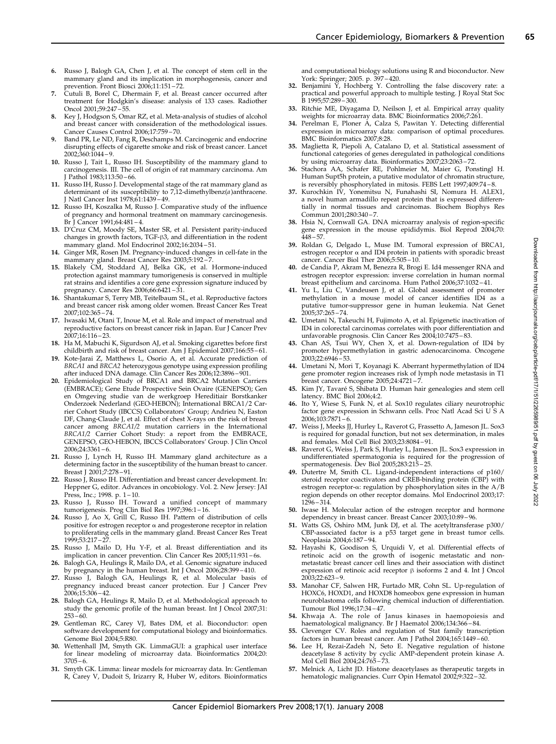6. Russo J, Balogh GA, Chen J, et al. The concept of stem cell in the mammary gland and its implication in morphogenesis, cancer and prevention. Front Biosci 2006;11:151–72.
7. Cutuli B, Borel C, Dhermain F, et al. Breast cancer occurred after treatment for Hodgkin's disease: analysis of 133 cases. Radiother Oncol 2001;59:247–55.
8. Key J, Hodgson S, Omar RZ, et al. Meta-analysis of studies of alcohol and breast cancer with consideration of the methodological issues. Cancer Causes Control 2006;17:759–70.
9. Band PR, Le ND, Fang R, Deschamps M. Carcinogenic and endocrine disrupting effects of cigarette smoke and risk of breast cancer. Lancet 2002;360:1044–9.
10. Russo J, Tait L, Russo IH. Susceptibility of the mammary gland to carcinogenesis. III. The cell of origin of rat mammary carcinoma. Am J Pathol 1983;113:50–66.
11. Russo IH, Russo J. Developmental stage of the rat mammary gland as determinant of its susceptibility to 7,12-dimethylbenz(*a*)anthracene. J Natl Cancer Inst 1978;61:1439–49.
12. Russo IH, Koszalka M, Russo J. Comparative study of the influence of pregnancy and hormonal treatment on mammary carcinogenesis. Br J Cancer 1991;64:481–4.
13. D'Cruz CM, Moody SE, Master SR, et al. Persistent parity-induced changes in growth factors, TGF-β3, and differentiation in the rodent mammary gland. Mol Endocrinol 2002;16:2034–51.
14. Ginger MR, Rosen JM. Pregnancy-induced changes in cell-fate in the mammary gland. Breast Cancer Res 2003;5:192–7.
15. Blakely CM, Stoddard AJ, Belka GK, et al. Hormone-induced protection against mammary tumorigenesis is conserved in multiple rat strains and identifies a core gene expression signature induced by pregnancy. Cancer Res 2006;66:6421–31.
16. Shantakumar S, Terry MB, Teitelbaum SL, et al. Reproductive factors and breast cancer risk among older women. Breast Cancer Res Treat 2007;102:365–74.
17. Iwasaki M, Otani T, Inoue M, et al. Role and impact of menstrual and reproductive factors on breast cancer risk in Japan. Eur J Cancer Prev 2007;16:116–23.
18. Ha M, Mabuchi K, Sigurdson AJ, et al. Smoking cigarettes before first childbirth and risk of breast cancer. Am J Epidemiol 2007;166:55–61.
19. Kote-Jarai Z, Matthews L, Osorio A, et al. Accurate prediction of *BRCA1* and *BRCA2* heterozygous genotype using expression profiling after induced DNA damage. Clin Cancer Res 2006;12:3896–901.
20. Epidemiological Study of BRCA1 and BRCA2 Mutation Carriers (EMBRACE); Gene Etude Prospective Sein Ovaire (GENEPSO); Gen en Omgeving studie van de werkgroep Hereditiair Borstkanker Onderzoek Nederland (GEO-HEBON); International BRCA1/2 Carrier Cohort Study (IBCCS) Collaborators' Group; Andrieu N, Easton DF, Chang-Claude J, et al. Effect of chest X-rays on the risk of breast cancer among *BRCA1/2* mutation carriers in the International *BRCA1/2* Carrier Cohort Study: a report from the EMBRACE, GENEPSO, GEO-HEBON, IBCCS Collaborators' Group. J Clin Oncol 2006;24:3361–6.
21. Russo J, Lynch H, Russo IH. Mammary gland architecture as a determining factor in the susceptibility of the human breast to cancer. Breast J 2001;7:278–91.
22. Russo J, Russo IH. Differentiation and breast cancer development. In: Heppner G, editor. Advances in oncobiology. Vol. 2. New Jersey: JAI Press, Inc.; 1998. p. 1–10.
23. Russo J, Russo IH. Toward a unified concept of mammary tumorigenesis. Prog Clin Biol Res 1997;396:1–16.
24. Russo J, Ao X, Grill C, Russo IH. Pattern of distribution of cells positive for estrogen receptor α and progesterone receptor in relation to proliferating cells in the mammary gland. Breast Cancer Res Treat 1999;53:217–27.
25. Russo J, Mailo D, Hu Y-F, et al. Breast differentiation and its implication in cancer prevention. Clin Cancer Res 2005;11:931–6s.
26. Balogh GA, Heulings R, Mailo DA, et al. Genomic signature induced by pregnancy in the human breast. Int J Oncol 2006;28:399–410.
27. Russo J, Balogh GA, Heulings R, et al. Molecular basis of pregnancy induced breast cancer protection. Eur J Cancer Prev 2006;15:306–42.
28. Balogh GA, Heulings R, Mailo D, et al. Methodological approach to study the genomic profile of the human breast. Int J Oncol 2007;31:253–60.
29. Gentleman RC, Carey VJ, Bates DM, et al. Bioconductor: open software development for computational biology and bioinformatics. Genome Biol 2004;5:R80.
30. Wettenhall JM, Smyth GK. LimmaGUI: a graphical user interface for linear modeling of microarray data. Bioinformatics 2004;20:3705–6.
31. Smyth GK. Limma: linear models for microarray data. In: Gentleman R, Carey V, Dudoit S, Irizarry R, Huber W, editors. Bioinformatics and computational biology solutions using R and bioconductor. New York: Springer; 2005. p. 397–420.
32. Benjamini Y, Hochberg Y. Controlling the false discovery rate: a practical and powerful approach to multiple testing. J Royal Stat Soc B 1995;57:289–300.
33. Ritchie ME, Diyagama D, Neilson J, et al. Empirical array quality weights for microarray data. BMC Bioinformatics 2006;7:261.
34. Perelman E, Ploner A, Calza S, Pawitan Y. Detecting differential expression in microarray data: comparison of optimal procedures. BMC Bioinformatics 2007;8:28.
35. Maglietta R, Piepoli A, Catalano D, et al. Statistical assessment of functional categories of genes deregulated in pathological conditions by using microarray data. Bioinformatics 2007;23:2063–72.
36. Stachora AA, Schafer RE, Pohlmeier M, Maier G, Ponstingl H. Human Supt5h protein, a putative modulator of chromatin structure, is reversibly phosphorylated in mitosis. FEBS Lett 1997;409:74–8.
37. Kurochkin IV, Yonemitsu N, Funahashi SI, Nomura H. ALEX1, a novel human armadillo repeat protein that is expressed differentially in normal tissues and carcinomas. Biochem Biophys Res Commun 2001;280:340–7.
38. Hsia N, Cornwall GA. DNA microarray analysis of region-specific gene expression in the mouse epididymis. Biol Reprod 2004;70:448–57.
39. Roldan G, Delgado L, Muse IM. Tumoral expression of BRCA1, estrogen receptor α and ID4 protein in patients with sporadic breast cancer. Cancer Biol Ther 2006;5:505–10.
40. de Candia P, Akram M, Benezra R, Brogi E. Id4 messenger RNA and estrogen receptor expression: inverse correlation in human normal breast epithelium and carcinoma. Hum Pathol 2006;37:1032–41.
41. Yu L, Liu C, Vandeusen J, et al. Global assessment of promoter methylation in a mouse model of cancer identifies ID4 as a putative tumor-suppressor gene in human leukemia. Nat Genet 2005;37:265–74.
42. Umetani N, Takeuchi H, Fujimoto A, et al. Epigenetic inactivation of ID4 in colorectal carcinomas correlates with poor differentiation and unfavorable prognosis. Clin Cancer Res 2004;10:7475–83.
43. Chan AS, Tsui WY, Chen X, et al. Down-regulation of ID4 by promoter hypermethylation in gastric adenocarcinoma. Oncogene 2003;22:6946–53.
44. Umetani N, Mori T, Koyanagi K. Aberrant hypermethylation of ID4 gene promoter region increases risk of lymph node metastasis in T1 breast cancer. Oncogene 2005;24:4721–7.
45. Kim JY, Tavaré S, Shibata D. Human hair genealogies and stem cell latency. BMC Biol 2006;4:2.
46. Ito Y, Wiese S, Funk N, et al. Sox10 regulates ciliary neurotrophic factor gene expression in Schwann cells. Proc Natl Acad Sci U S A 2006;103:7871–6.
47. Weiss J, Meeks JJ, Hurley L, Raverot G, Frassetto A, Jameson JL. Sox3 is required for gonadal function, but not sex determination, in males and females. Mol Cell Biol 2003;23:8084–91.
48. Raverot G, Weiss J, Park S, Hurley L, Jameson JL. Sox3 expression in undifferentiated spermatogonia is required for the progression of spermatogenesis. Dev Biol 2005;283:215–25.
49. Dutertre M, Smith CL. Ligand-independent interactions of p160/steroid receptor coactivators and CREB-binding protein (CBP) with estrogen receptor-α: regulation by phosphorylation sites in the A/B region depends on other receptor domains. Mol Endocrinol 2003;17:1296–314.
50. Iwase H. Molecular action of the estrogen receptor and hormone dependency in breast cancer. Breast Cancer 2003;10:89–96.
51. Watts GS, Oshiro MM, Junk DJ, et al. The acetyltransferase p300/CBP-associated factor is a p53 target gene in breast tumor cells. Neoplasia 2004;6:187–94.
52. Hayashi K, Goodison S, Urquidi V, et al. Differential effects of retinoic acid on the growth of isogenic metastatic and non-metastatic breast cancer cell lines and their association with distinct expression of retinoic acid receptor β isoforms 2 and 4. Int J Oncol 2003;22:623–9.
53. Manohar CF, Salwen HR, Furtado MR, Cohn SL. Up-regulation of HOXC6, HOXD1, and HOXD8 homeobox gene expression in human neuroblastoma cells following chemical induction of differentiation. Tumour Biol 1996;17:34–47.
54. Khwaja A. The role of Janus kinases in haemopoiesis and haematological malignancy. Br J Haematol 2006;134:366–84.
55. Clevenger CV. Roles and regulation of Stat family transcription factors in human breast cancer. Am J Pathol 2004;165:1449–60.
56. Lee H, Rezai-Zadeh N, Seto E. Negative regulation of histone deacetylase 8 activity by cyclic AMP-dependent protein kinase A. Mol Cell Biol 2004;24:765–73.
57. Melnick A, Licht JD. Histone deacetylases as therapeutic targets in hematologic malignancies. Curr Opin Hematol 2002;9:322–32.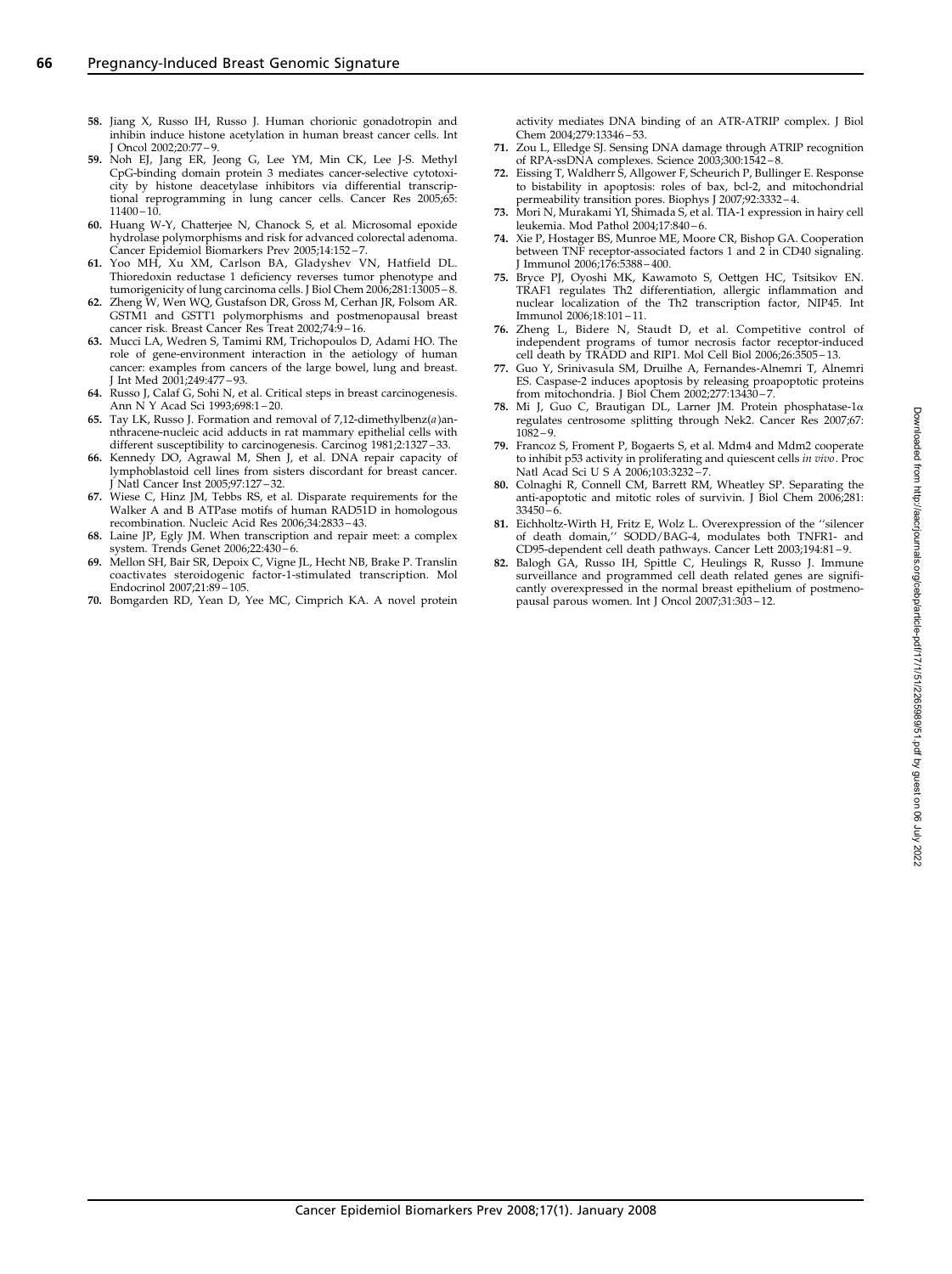58. Jiang X, Russo IH, Russo J. Human chorionic gonadotropin and inhibin induce histone acetylation in human breast cancer cells. Int J Oncol 2002;20:77–9.
59. Noh EJ, Jang ER, Jeong G, Lee YM, Min CK, Lee J-S. Methyl CpG-binding domain protein 3 mediates cancer-selective cytotoxicity by histone deacetylase inhibitors via differential transcriptional reprogramming in lung cancer cells. Cancer Res 2005;65:11400–10.
60. Huang W-Y, Chatterjee N, Chanock S, et al. Microsomal epoxide hydrolase polymorphisms and risk for advanced colorectal adenoma. Cancer Epidemiol Biomarkers Prev 2005;14:152–7.
61. Yoo MH, Xu XM, Carlson BA, Gladyshev VN, Hatfield DL. Thioredoxin reductase 1 deficiency reverses tumor phenotype and tumorigenicity of lung carcinoma cells. J Biol Chem 2006;281:13005–8.
62. Zheng W, Wen WQ, Gustafson DR, Gross M, Cerhan JR, Folsom AR. GSTM1 and GSTT1 polymorphisms and postmenopausal breast cancer risk. Breast Cancer Res Treat 2002;74:9–16.
63. Mucci LA, Wedren S, Tamimi RM, Trichopoulos D, Adami HO. The role of gene-environment interaction in the aetiology of human cancer: examples from cancers of the large bowel, lung and breast. J Int Med 2001;249:477–93.
64. Russo J, Calaf G, Sohi N, et al. Critical steps in breast carcinogenesis. Ann N Y Acad Sci 1993;698:1–20.
65. Tay LK, Russo J. Formation and removal of 7,12-dimethylbenz(*a*)anthracene-nucleic acid adducts in rat mammary epithelial cells with different susceptibility to carcinogenesis. Carcinog 1981;2:1327–33.
66. Kennedy DO, Agrawal M, Shen J, et al. DNA repair capacity of lymphoblastoid cell lines from sisters discordant for breast cancer. J Natl Cancer Inst 2005;97:127–32.
67. Wiese C, Hinz JM, Tebbs RS, et al. Disparate requirements for the Walker A and B ATPase motifs of human RAD51D in homologous recombination. Nucleic Acid Res 2006;34:2833–43.
68. Laine JP, Egly JM. When transcription and repair meet: a complex system. Trends Genet 2006;22:430–6.
69. Mellon SH, Bair SR, Depoix C, Vigne JL, Hecht NB, Brake P. Translin coactivates steroidogenic factor-1-stimulated transcription. Mol Endocrinol 2007;21:89–105.
70. Bomgarden RD, Yean D, Yee MC, Cimprich KA. A novel protein activity mediates DNA binding of an ATR-ATRIP complex. J Biol Chem 2004;279:13346–53.
71. Zou L, Elledge SJ. Sensing DNA damage through ATRIP recognition of RPA-ssDNA complexes. Science 2003;300:1542–8.
72. Eissing T, Waldherr S, Allgower F, Scheurich P, Bullinger E. Response to bistability in apoptosis: roles of bax, bcl-2, and mitochondrial permeability transition pores. Biophys J 2007;92:3332–4.
73. Mori N, Murakami YI, Shimada S, et al. TIA-1 expression in hairy cell leukemia. Mod Pathol 2004;17:840–6.
74. Xie P, Hostager BS, Munroe ME, Moore CR, Bishop GA. Cooperation between TNF receptor-associated factors 1 and 2 in CD40 signaling. J Immunol 2006;176:5388–400.
75. Bryce PJ, Oyoshi MK, Kawamoto S, Oettgen HC, Tsitsikov EN. TRAF1 regulates Th2 differentiation, allergic inflammation and nuclear localization of the Th2 transcription factor, NIP45. Int Immunol 2006;18:101–11.
76. Zheng L, Bidere N, Staudt D, et al. Competitive control of independent programs of tumor necrosis factor receptor-induced cell death by TRADD and RIP1. Mol Cell Biol 2006;26:3505–13.
77. Guo Y, Srinivasula SM, Druilhe A, Fernandes-Alnemri T, Alnemri ES. Caspase-2 induces apoptosis by releasing proapoptotic proteins from mitochondria. J Biol Chem 2002;277:13430–7.
78. Mi J, Guo C, Brautigan DL, Larner JM. Protein phosphatase-1$\alpha$ regulates centrosome splitting through Nek2. Cancer Res 2007;67:1082–9.
79. Francoz S, Froment P, Bogaerts S, et al. Mdm4 and Mdm2 cooperate to inhibit p53 activity in proliferating and quiescent cells *in vivo*. Proc Natl Acad Sci U S A 2006;103:3232–7.
80. Colnaghi R, Connell CM, Barrett RM, Wheatley SP. Separating the anti-apoptotic and mitotic roles of survivin. J Biol Chem 2006;281:33450–6.
81. Eichholtz-Wirth H, Fritz E, Wolz L. Overexpression of the "silencer of death domain," SODD/BAG-4, modulates both TNFR1- and CD95-dependent cell death pathways. Cancer Lett 2003;194:81–9.
82. Balogh GA, Russo IH, Spittle C, Heulings R, Russo J. Immune surveillance and programmed cell death related genes are significantly overexpressed in the normal breast epithelium of postmenopausal parous women. Int J Oncol 2007;31:303–12.